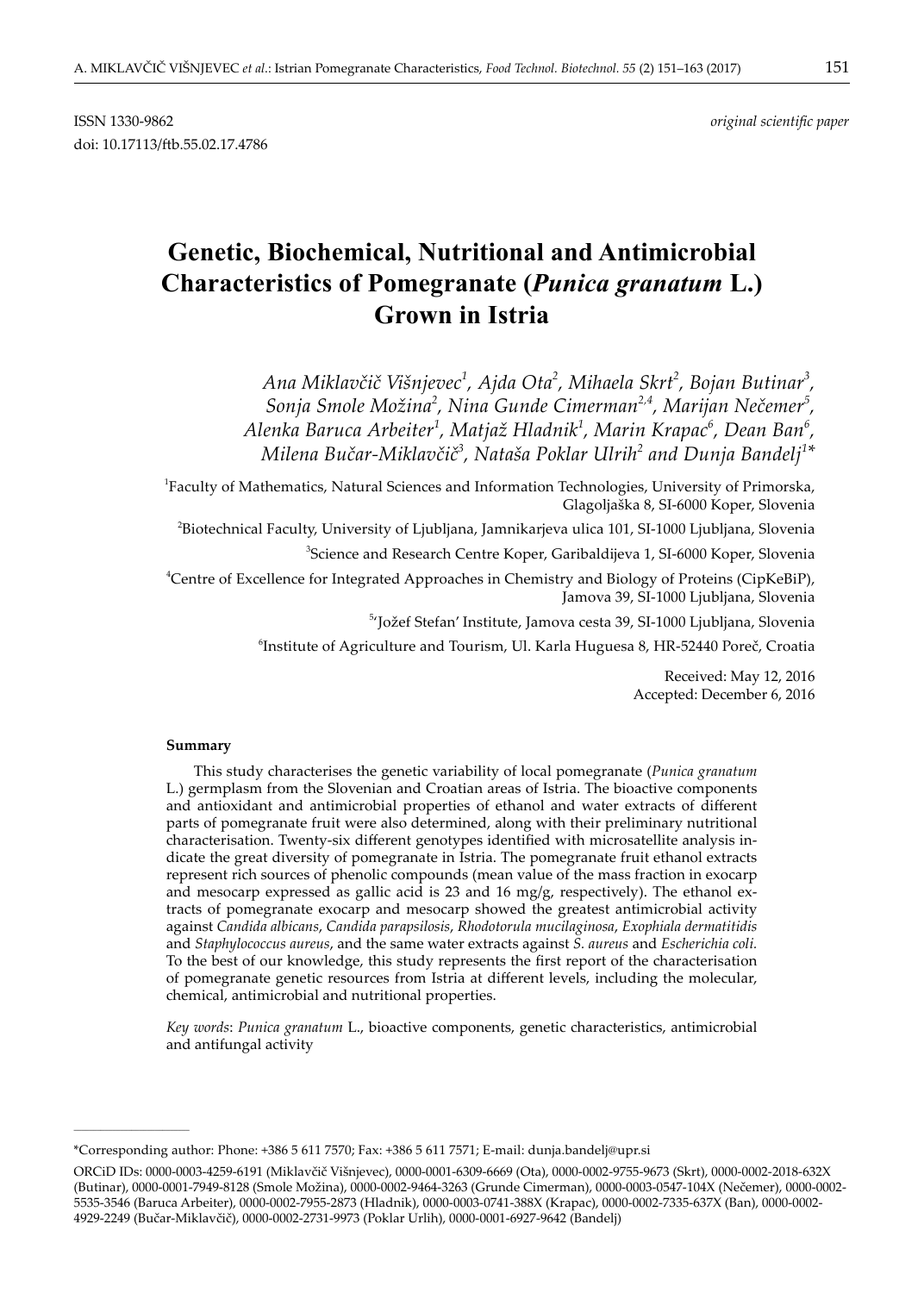ISSN 1330-9862 *original scientific paper*

doi: 10.17113/ftb.55.02.17.4786

# Genetic, Biochemical, Nutritional and Antimicrobial Characteristics of Pomegranate (*Punica granatum* L.) Grown in Istria

*Ana Miklavčič Višnjevec*[1], *Ajda Ota*[2], *Mihaela Skrt*[2], *Bojan Butinar*[3], *Sonja Smole Možina*[2], *Nina Gunde Cimerman*[2,4], *Marijan Nečemer*[5], *Alenka Baruca Arbeiter*[1], *Matjaž Hladnik*[1], *Marin Krapac*[6], *Dean Ban*[6], *Milena Bučar-Miklavčič*[3], *Nataša Poklar Ulrih*[2] and *Dunja Bandelj*[1]*

[1]Faculty of Mathematics, Natural Sciences and Information Technologies, University of Primorska, Glagoljaška 8, SI-6000 Koper, Slovenia

[2]Biotechnical Faculty, University of Ljubljana, Jamnikarjeva ulica 101, SI-1000 Ljubljana, Slovenia

[3]Science and Research Centre Koper, Garibaldijeva 1, SI-6000 Koper, Slovenia

[4]Centre of Excellence for Integrated Approaches in Chemistry and Biology of Proteins (CipKeBiP), Jamova 39, SI-1000 Ljubljana, Slovenia

[5]'Jožef Stefan' Institute, Jamova cesta 39, SI-1000 Ljubljana, Slovenia

[6]Institute of Agriculture and Tourism, Ul. Karla Huguesa 8, HR-52440 Poreč, Croatia

Received: May 12, 2016
Accepted: December 6, 2016

### Summary

This study characterises the genetic variability of local pomegranate (*Punica granatum* L.) germplasm from the Slovenian and Croatian areas of Istria. The bioactive components and antioxidant and antimicrobial properties of ethanol and water extracts of different parts of pomegranate fruit were also determined, along with their preliminary nutritional characterisation. Twenty-six different genotypes identified with microsatellite analysis indicate the great diversity of pomegranate in Istria. The pomegranate fruit ethanol extracts represent rich sources of phenolic compounds (mean value of the mass fraction in exocarp and mesocarp expressed as gallic acid is 23 and 16 mg/g, respectively). The ethanol extracts of pomegranate exocarp and mesocarp showed the greatest antimicrobial activity against *Candida albicans*, *Candida parapsilosis*, *Rhodotorula mucilaginosa*, *Exophiala dermatitidis* and *Staphylococcus aureus*, and the same water extracts against *S. aureus* and *Escherichia coli.* To the best of our knowledge, this study represents the first report of the characterisation of pomegranate genetic resources from Istria at different levels, including the molecular, chemical, antimicrobial and nutritional properties.

*Key words*: *Punica granatum* L., bioactive components, genetic characteristics, antimicrobial and antifungal activity

---

*Corresponding author: Phone: +386 5 611 7570; Fax: +386 5 611 7571; E-mail: dunja.bandelj@upr.si

ORCiD IDs: 0000-0003-4259-6191 (Miklavčič Višnjevec), 0000-0001-6309-6669 (Ota), 0000-0002-9755-9673 (Skrt), 0000-0002-2018-632X (Butinar), 0000-0001-7949-8128 (Smole Možina), 0000-0002-9464-3263 (Grunde Cimerman), 0000-0003-0547-104X (Nečemer), 0000-0002-5535-3546 (Baruca Arbeiter), 0000-0002-7955-2873 (Hladnik), 0000-0003-0741-388X (Krapac), 0000-0002-7335-637X (Ban), 0000-0002-4929-2249 (Bučar-Miklavčič), 0000-0002-2731-9973 (Poklar Ulrih), 0000-0001-6927-9642 (Bandelj)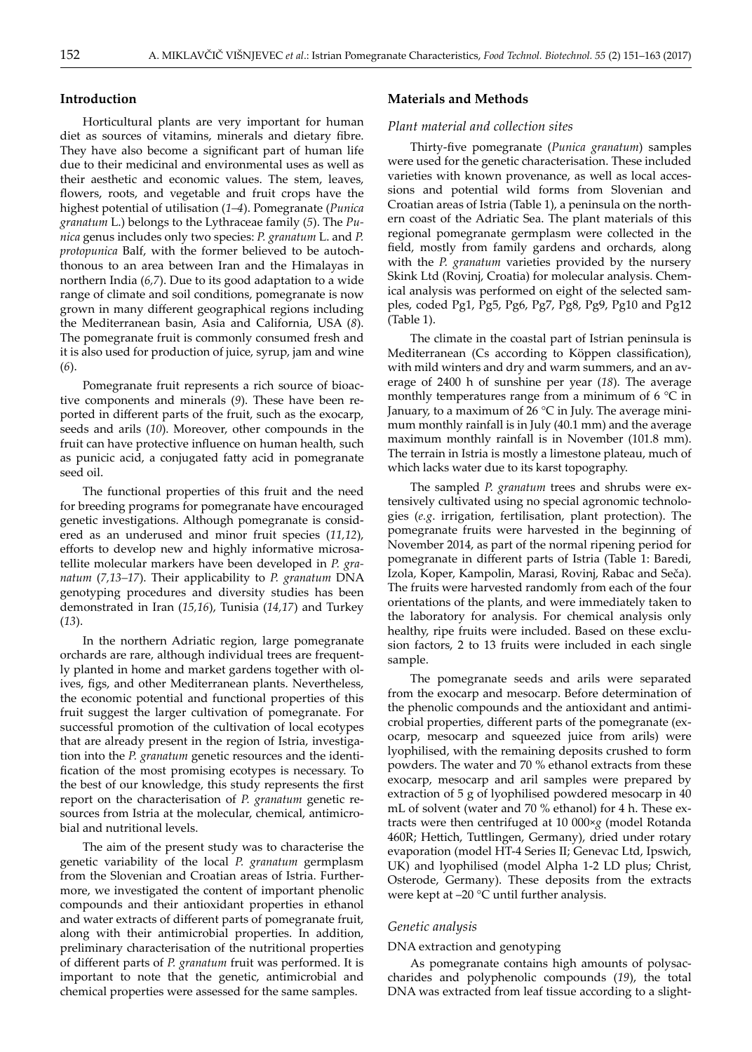## Introduction

Horticultural plants are very important for human diet as sources of vitamins, minerals and dietary fibre. They have also become a significant part of human life due to their medicinal and environmental uses as well as their aesthetic and economic values. The stem, leaves, flowers, roots, and vegetable and fruit crops have the highest potential of utilisation (*1–4*). Pomegranate (*Punica granatum* L.) belongs to the Lythraceae family (*5*). The *Punica* genus includes only two species: *P. granatum* L. and *P. protopunica* Balf, with the former believed to be autochthonous to an area between Iran and the Himalayas in northern India (*6,7*). Due to its good adaptation to a wide range of climate and soil conditions, pomegranate is now grown in many different geographical regions including the Mediterranean basin, Asia and California, USA (*8*). The pomegranate fruit is commonly consumed fresh and it is also used for production of juice, syrup, jam and wine (*6*).

Pomegranate fruit represents a rich source of bioactive components and minerals (*9*). These have been reported in different parts of the fruit, such as the exocarp, seeds and arils (*10*). Moreover, other compounds in the fruit can have protective influence on human health, such as punicic acid, a conjugated fatty acid in pomegranate seed oil.

The functional properties of this fruit and the need for breeding programs for pomegranate have encouraged genetic investigations. Although pomegranate is considered as an underused and minor fruit species (*11,12*), efforts to develop new and highly informative microsatellite molecular markers have been developed in *P. granatum* (*7,13–17*). Their applicability to *P. granatum* DNA genotyping procedures and diversity studies has been demonstrated in Iran (*15,16*), Tunisia (*14,17*) and Turkey (*13*).

In the northern Adriatic region, large pomegranate orchards are rare, although individual trees are frequently planted in home and market gardens together with olives, figs, and other Mediterranean plants. Nevertheless, the economic potential and functional properties of this fruit suggest the larger cultivation of pomegranate. For successful promotion of the cultivation of local ecotypes that are already present in the region of Istria, investigation into the *P. granatum* genetic resources and the identification of the most promising ecotypes is necessary. To the best of our knowledge, this study represents the first report on the characterisation of *P. granatum* genetic resources from Istria at the molecular, chemical, antimicrobial and nutritional levels.

The aim of the present study was to characterise the genetic variability of the local *P. granatum* germplasm from the Slovenian and Croatian areas of Istria. Furthermore, we investigated the content of important phenolic compounds and their antioxidant properties in ethanol and water extracts of different parts of pomegranate fruit, along with their antimicrobial properties. In addition, preliminary characterisation of the nutritional properties of different parts of *P. granatum* fruit was performed. It is important to note that the genetic, antimicrobial and chemical properties were assessed for the same samples.

## Materials and Methods

### *Plant material and collection sites*

Thirty-five pomegranate (*Punica granatum*) samples were used for the genetic characterisation. These included varieties with known provenance, as well as local accessions and potential wild forms from Slovenian and Croatian areas of Istria (Table 1), a peninsula on the northern coast of the Adriatic Sea. The plant materials of this regional pomegranate germplasm were collected in the field, mostly from family gardens and orchards, along with the *P. granatum* varieties provided by the nursery Skink Ltd (Rovinj, Croatia) for molecular analysis. Chemical analysis was performed on eight of the selected samples, coded Pg1, Pg5, Pg6, Pg7, Pg8, Pg9, Pg10 and Pg12 (Table 1).

The climate in the coastal part of Istrian peninsula is Mediterranean (Cs according to Köppen classification), with mild winters and dry and warm summers, and an average of 2400 h of sunshine per year (*18*). The average monthly temperatures range from a minimum of 6 °C in January, to a maximum of 26 °C in July. The average minimum monthly rainfall is in July (40.1 mm) and the average maximum monthly rainfall is in November (101.8 mm). The terrain in Istria is mostly a limestone plateau, much of which lacks water due to its karst topography.

The sampled *P. granatum* trees and shrubs were extensively cultivated using no special agronomic technologies (*e.g.* irrigation, fertilisation, plant protection). The pomegranate fruits were harvested in the beginning of November 2014, as part of the normal ripening period for pomegranate in different parts of Istria (Table 1: Baredi, Izola, Koper, Kampolin, Marasi, Rovinj, Rabac and Seča). The fruits were harvested randomly from each of the four orientations of the plants, and were immediately taken to the laboratory for analysis. For chemical analysis only healthy, ripe fruits were included. Based on these exclusion factors, 2 to 13 fruits were included in each single sample.

The pomegranate seeds and arils were separated from the exocarp and mesocarp. Before determination of the phenolic compounds and the antioxidant and antimicrobial properties, different parts of the pomegranate (exocarp, mesocarp and squeezed juice from arils) were lyophilised, with the remaining deposits crushed to form powders. The water and 70 % ethanol extracts from these exocarp, mesocarp and aril samples were prepared by extraction of 5 g of lyophilised powdered mesocarp in 40 mL of solvent (water and 70 % ethanol) for 4 h. These extracts were then centrifuged at 10 000×*g* (model Rotanda 460R; Hettich, Tuttlingen, Germany), dried under rotary evaporation (model HT-4 Series II; Genevac Ltd, Ipswich, UK) and lyophilised (model Alpha 1-2 LD plus; Christ, Osterode, Germany). These deposits from the extracts were kept at –20 °C until further analysis.

### *Genetic analysis*

#### DNA extraction and genotyping

As pomegranate contains high amounts of polysaccharides and polyphenolic compounds (*19*), the total DNA was extracted from leaf tissue according to a slight-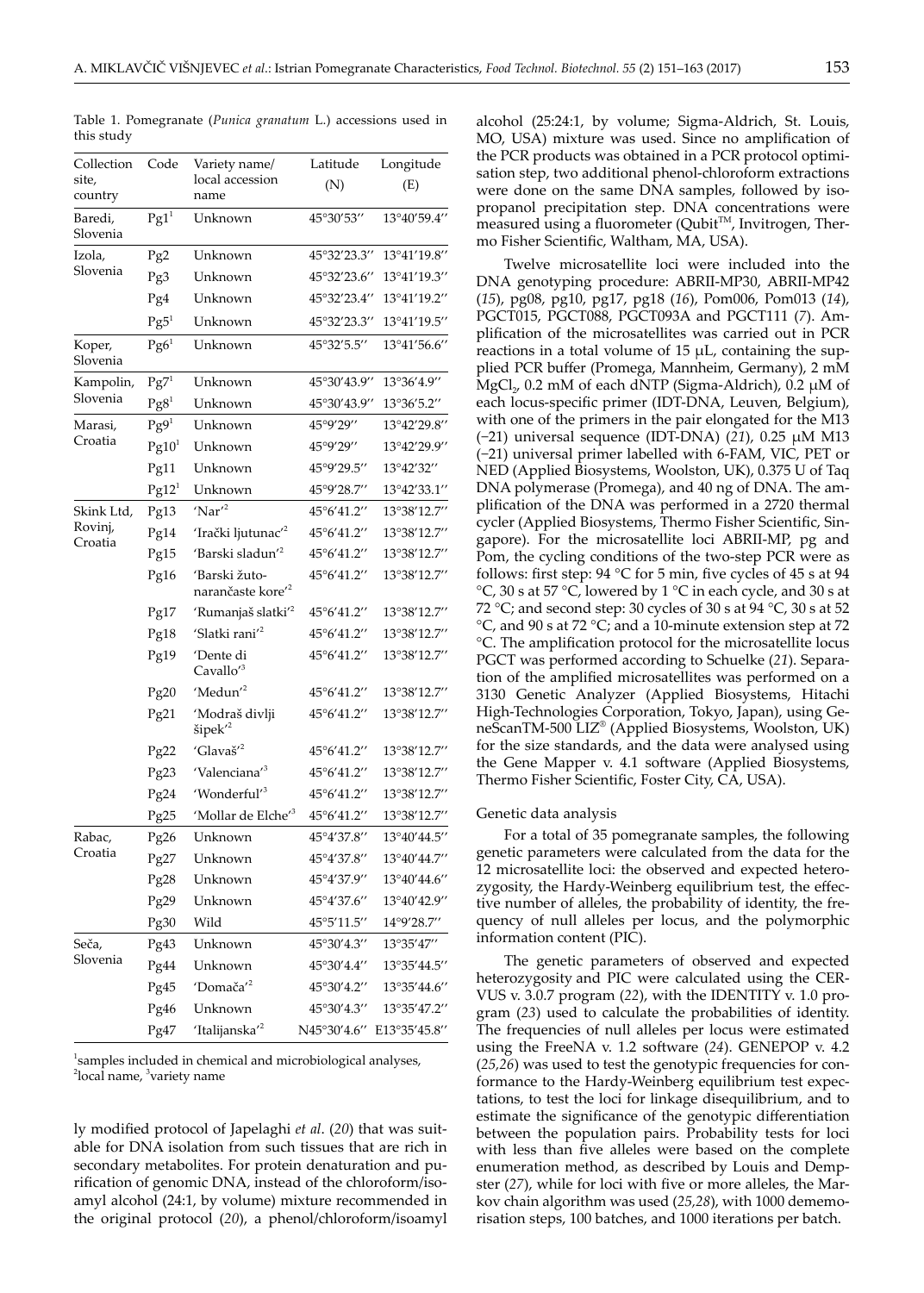Table 1. Pomegranate (*Punica granatum* L.) accessions used in this study

| Collection site, country | Code | Variety name/ local accession name | Latitude (N) | Longitude (E) |
|---|---|---|---|---|
| Baredi, Slovenia | Pg1[1] | Unknown | 45°30′53′′ | 13°40′59.4′′ |
| Izola, Slovenia | Pg2 | Unknown | 45°32′23.3′′ | 13°41′19.8′′ |
| | Pg3 | Unknown | 45°32′23.6′′ | 13°41′19.3′′ |
| | Pg4 | Unknown | 45°32′23.4′′ | 13°41′19.2′′ |
| | Pg5[1] | Unknown | 45°32′23.3′′ | 13°41′19.5′′ |
| Koper, Slovenia | Pg6[1] | Unknown | 45°32′5.5′′ | 13°41′56.6′′ |
| Kampolin, Slovenia | Pg7[1] | Unknown | 45°30′43.9′′ | 13°36′4.9′′ |
| | Pg8[1] | Unknown | 45°30′43.9′′ | 13°36′5.2′′ |
| Marasi, Croatia | Pg9[1] | Unknown | 45°9′29′′ | 13°42′29.8′′ |
| | Pg10[1] | Unknown | 45°9′29′′ | 13°42′29.9′′ |
| | Pg11 | Unknown | 45°9′29.5′′ | 13°42′32′′ |
| | Pg12[1] | Unknown | 45°9′28.7′′ | 13°42′33.1′′ |
| Skink Ltd, Rovinj, Croatia | Pg13 | 'Nar'[2] | 45°6′41.2′′ | 13°38′12.7′′ |
| | Pg14 | 'Irački ljutunac'[2] | 45°6′41.2′′ | 13°38′12.7′′ |
| | Pg15 | 'Barski sladun'[2] | 45°6′41.2′′ | 13°38′12.7′′ |
| | Pg16 | 'Barski žuto-narančaste kore'[2] | 45°6′41.2′′ | 13°38′12.7′′ |
| | Pg17 | 'Rumanjaš slatki'[2] | 45°6′41.2′′ | 13°38′12.7′′ |
| | Pg18 | 'Slatki rani'[2] | 45°6′41.2′′ | 13°38′12.7′′ |
| | Pg19 | 'Dente di Cavallo'[3] | 45°6′41.2′′ | 13°38′12.7′′ |
| | Pg20 | 'Medun'[2] | 45°6′41.2′′ | 13°38′12.7′′ |
| | Pg21 | 'Modraš divlji šipek'[2] | 45°6′41.2′′ | 13°38′12.7′′ |
| | Pg22 | 'Glavaš'[2] | 45°6′41.2′′ | 13°38′12.7′′ |
| | Pg23 | 'Valenciana'[3] | 45°6′41.2′′ | 13°38′12.7′′ |
| | Pg24 | 'Wonderful'[3] | 45°6′41.2′′ | 13°38′12.7′′ |
| | Pg25 | 'Mollar de Elche'[3] | 45°6′41.2′′ | 13°38′12.7′′ |
| Rabac, Croatia | Pg26 | Unknown | 45°4′37.8′′ | 13°40′44.5′′ |
| | Pg27 | Unknown | 45°4′37.8′′ | 13°40′44.7′′ |
| | Pg28 | Unknown | 45°4′37.9′′ | 13°40′44.6′′ |
| | Pg29 | Unknown | 45°4′37.6′′ | 13°40′42.9′′ |
| | Pg30 | Wild | 45°5′11.5′′ | 14°9′28.7′′ |
| Seča, Slovenia | Pg43 | Unknown | 45°30′4.3′′ | 13°35′47′′ |
| | Pg44 | Unknown | 45°30′4.4′′ | 13°35′44.5′′ |
| | Pg45 | 'Domača'[2] | 45°30′4.2′′ | 13°35′44.6′′ |
| | Pg46 | Unknown | 45°30′4.3′′ | 13°35′47.2′′ |
| | Pg47 | 'Italijanska'[2] | N45°30′4.6′′ | E13°35′45.8′′ |

[1]samples included in chemical and microbiological analyses, [2]local name, [3]variety name

ly modified protocol of Japelaghi *et al.* (*20*) that was suitable for DNA isolation from such tissues that are rich in secondary metabolites. For protein denaturation and purification of genomic DNA, instead of the chloroform/isoamyl alcohol (24:1, by volume) mixture recommended in the original protocol (*20*), a phenol/chloroform/isoamyl alcohol (25:24:1, by volume; Sigma-Aldrich, St. Louis, MO, USA) mixture was used. Since no amplification of the PCR products was obtained in a PCR protocol optimisation step, two additional phenol-chloroform extractions were done on the same DNA samples, followed by isopropanol precipitation step. DNA concentrations were measured using a fluorometer (Qubit™, Invitrogen, Thermo Fisher Scientific, Waltham, MA, USA).

Twelve microsatellite loci were included into the DNA genotyping procedure: ABRII-MP30, ABRII-MP42 (*15*), pg08, pg10, pg17, pg18 (*16*), Pom006, Pom013 (*14*), PGCT015, PGCT088, PGCT093A and PGCT111 (*7*). Amplification of the microsatellites was carried out in PCR reactions in a total volume of 15 μL, containing the supplied PCR buffer (Promega, Mannheim, Germany), 2 mM $MgCl_2$, 0.2 mM of each dNTP (Sigma-Aldrich), 0.2 μM of each locus-specific primer (IDT-DNA, Leuven, Belgium), with one of the primers in the pair elongated for the M13 (−21) universal sequence (IDT-DNA) (*21*), 0.25 μM M13 (−21) universal primer labelled with 6-FAM, VIC, PET or NED (Applied Biosystems, Woolston, UK), 0.375 U of Taq DNA polymerase (Promega), and 40 ng of DNA. The amplification of the DNA was performed in a 2720 thermal cycler (Applied Biosystems, Thermo Fisher Scientific, Singapore). For the microsatellite loci ABRII-MP, pg and Pom, the cycling conditions of the two-step PCR were as follows: first step: 94 °C for 5 min, five cycles of 45 s at 94 °C, 30 s at 57 °C, lowered by 1 °C in each cycle, and 30 s at 72 °C; and second step: 30 cycles of 30 s at 94 °C, 30 s at 52 °C, and 90 s at 72 °C; and a 10-minute extension step at 72 °C. The amplification protocol for the microsatellite locus PGCT was performed according to Schuelke (*21*). Separation of the amplified microsatellites was performed on a 3130 Genetic Analyzer (Applied Biosystems, Hitachi High-Technologies Corporation, Tokyo, Japan), using GeneScanTM-500 LIZ® (Applied Biosystems, Woolston, UK) for the size standards, and the data were analysed using the Gene Mapper v. 4.1 software (Applied Biosystems, Thermo Fisher Scientific, Foster City, CA, USA).

### Genetic data analysis

For a total of 35 pomegranate samples, the following genetic parameters were calculated from the data for the 12 microsatellite loci: the observed and expected heterozygosity, the Hardy-Weinberg equilibrium test, the effective number of alleles, the probability of identity, the frequency of null alleles per locus, and the polymorphic information content (PIC).

The genetic parameters of observed and expected heterozygosity and PIC were calculated using the CERVUS v. 3.0.7 program (*22*), with the IDENTITY v. 1.0 program (*23*) used to calculate the probabilities of identity. The frequencies of null alleles per locus were estimated using the FreeNA v. 1.2 software (*24*). GENEPOP v. 4.2 (*25,26*) was used to test the genotypic frequencies for conformance to the Hardy-Weinberg equilibrium test expectations, to test the loci for linkage disequilibrium, and to estimate the significance of the genotypic differentiation between the population pairs. Probability tests for loci with less than five alleles were based on the complete enumeration method, as described by Louis and Dempster (*27*), while for loci with five or more alleles, the Markov chain algorithm was used (*25,28*), with 1000 dememorisation steps, 100 batches, and 1000 iterations per batch.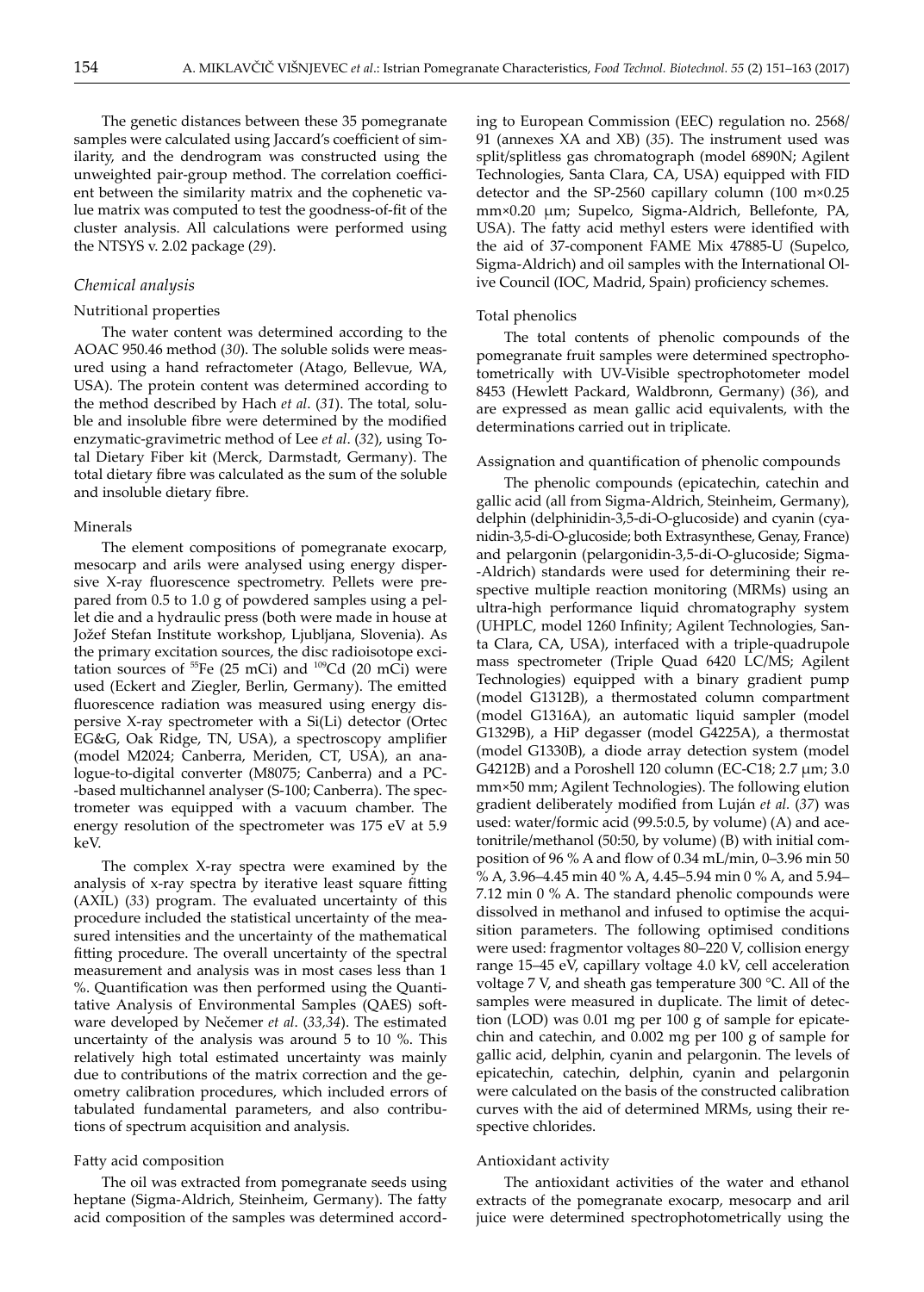The genetic distances between these 35 pomegranate samples were calculated using Jaccard's coefficient of similarity, and the dendrogram was constructed using the unweighted pair-group method. The correlation coefficient between the similarity matrix and the cophenetic value matrix was computed to test the goodness-of-fit of the cluster analysis. All calculations were performed using the NTSYS v. 2.02 package (*29*).

### *Chemical analysis*

#### Nutritional properties

The water content was determined according to the AOAC 950.46 method (*30*). The soluble solids were measured using a hand refractometer (Atago, Bellevue, WA, USA). The protein content was determined according to the method described by Hach *et al*. (*31*). The total, soluble and insoluble fibre were determined by the modified enzymatic-gravimetric method of Lee *et al*. (*32*), using Total Dietary Fiber kit (Merck, Darmstadt, Germany). The total dietary fibre was calculated as the sum of the soluble and insoluble dietary fibre.

#### Minerals

The element compositions of pomegranate exocarp, mesocarp and arils were analysed using energy dispersive X-ray fluorescence spectrometry. Pellets were prepared from 0.5 to 1.0 g of powdered samples using a pellet die and a hydraulic press (both were made in house at Jožef Stefan Institute workshop, Ljubljana, Slovenia). As the primary excitation sources, the disc radioisotope excitation sources of $^{55}$Fe (25 mCi) and $^{109}$Cd (20 mCi) were used (Eckert and Ziegler, Berlin, Germany). The emitted fluorescence radiation was measured using energy dispersive X-ray spectrometer with a Si(Li) detector (Ortec EG&G, Oak Ridge, TN, USA), a spectroscopy amplifier (model M2024; Canberra, Meriden, CT, USA), an analogue-to-digital converter (M8075; Canberra) and a PC-based multichannel analyser (S-100; Canberra). The spectrometer was equipped with a vacuum chamber. The energy resolution of the spectrometer was 175 eV at 5.9 keV.

The complex X-ray spectra were examined by the analysis of x-ray spectra by iterative least square fitting (AXIL) (*33*) program. The evaluated uncertainty of this procedure included the statistical uncertainty of the measured intensities and the uncertainty of the mathematical fitting procedure. The overall uncertainty of the spectral measurement and analysis was in most cases less than 1 %. Quantification was then performed using the Quantitative Analysis of Environmental Samples (QAES) software developed by Nečemer *et al*. (*33,34*). The estimated uncertainty of the analysis was around 5 to 10 %. This relatively high total estimated uncertainty was mainly due to contributions of the matrix correction and the geometry calibration procedures, which included errors of tabulated fundamental parameters, and also contributions of spectrum acquisition and analysis.

#### Fatty acid composition

The oil was extracted from pomegranate seeds using heptane (Sigma-Aldrich, Steinheim, Germany). The fatty acid composition of the samples was determined according to European Commission (EEC) regulation no. 2568/91 (annexes XA and XB) (*35*). The instrument used was split/splitless gas chromatograph (model 6890N; Agilent Technologies, Santa Clara, CA, USA) equipped with FID detector and the SP-2560 capillary column (100 m×0.25 mm×0.20 μm; Supelco, Sigma-Aldrich, Bellefonte, PA, USA). The fatty acid methyl esters were identified with the aid of 37-component FAME Mix 47885-U (Supelco, Sigma-Aldrich) and oil samples with the International Olive Council (IOC, Madrid, Spain) proficiency schemes.

#### Total phenolics

The total contents of phenolic compounds of the pomegranate fruit samples were determined spectrophotometrically with UV-Visible spectrophotometer model 8453 (Hewlett Packard, Waldbronn, Germany) (*36*), and are expressed as mean gallic acid equivalents, with the determinations carried out in triplicate.

#### Assignation and quantification of phenolic compounds

The phenolic compounds (epicatechin, catechin and gallic acid (all from Sigma-Aldrich, Steinheim, Germany), delphin (delphinidin-3,5-di-O-glucoside) and cyanin (cyanidin-3,5-di-O-glucoside; both Extrasynthese, Genay, France) and pelargonin (pelargonidin-3,5-di-O-glucoside; Sigma-Aldrich) standards were used for determining their respective multiple reaction monitoring (MRMs) using an ultra-high performance liquid chromatography system (UHPLC, model 1260 Infinity; Agilent Technologies, Santa Clara, CA, USA), interfaced with a triple-quadrupole mass spectrometer (Triple Quad 6420 LC/MS; Agilent Technologies) equipped with a binary gradient pump (model G1312B), a thermostated column compartment (model G1316A), an automatic liquid sampler (model G1329B), a HiP degasser (model G4225A), a thermostat (model G1330B), a diode array detection system (model G4212B) and a Poroshell 120 column (EC-C18; 2.7 μm; 3.0 mm×50 mm; Agilent Technologies). The following elution gradient deliberately modified from Luján *et al*. (*37*) was used: water/formic acid (99.5:0.5, by volume) (A) and acetonitrile/methanol (50:50, by volume) (B) with initial composition of 96 % A and flow of 0.34 mL/min, 0–3.96 min 50 % A, 3.96–4.45 min 40 % A, 4.45–5.94 min 0 % A, and 5.94–7.12 min 0 % A. The standard phenolic compounds were dissolved in methanol and infused to optimise the acquisition parameters. The following optimised conditions were used: fragmentor voltages 80–220 V, collision energy range 15–45 eV, capillary voltage 4.0 kV, cell acceleration voltage 7 V, and sheath gas temperature 300 °C. All of the samples were measured in duplicate. The limit of detection (LOD) was 0.01 mg per 100 g of sample for epicatechin and catechin, and 0.002 mg per 100 g of sample for gallic acid, delphin, cyanin and pelargonin. The levels of epicatechin, catechin, delphin, cyanin and pelargonin were calculated on the basis of the constructed calibration curves with the aid of determined MRMs, using their respective chlorides.

#### Antioxidant activity

The antioxidant activities of the water and ethanol extracts of the pomegranate exocarp, mesocarp and aril juice were determined spectrophotometrically using the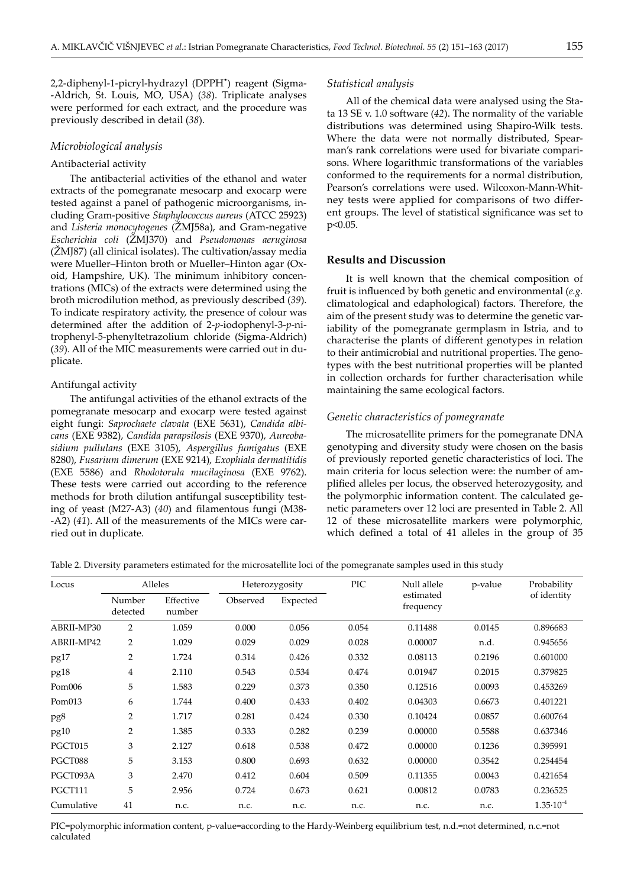2,2-diphenyl-1-picryl-hydrazyl (DPPH•) reagent (Sigma--Aldrich, St. Louis, MO, USA) (*38*). Triplicate analyses were performed for each extract, and the procedure was previously described in detail (*38*).

### *Microbiological analysis*

#### Antibacterial activity

The antibacterial activities of the ethanol and water extracts of the pomegranate mesocarp and exocarp were tested against a panel of pathogenic microorganisms, including Gram-positive *Staphylococcus aureus* (ATCC 25923) and *Listeria monocytogenes* (ŽMJ58a), and Gram-negative *Escherichia coli* (ŽMJ370) and *Pseudomonas aeruginosa* (ŽMJ87) (all clinical isolates). The cultivation/assay media were Mueller–Hinton broth or Mueller–Hinton agar (Oxoid, Hampshire, UK). The minimum inhibitory concentrations (MICs) of the extracts were determined using the broth microdilution method, as previously described (*39*). To indicate respiratory activity, the presence of colour was determined after the addition of 2-*p*-iodophenyl-3-*p*-nitrophenyl-5-phenyltetrazolium chloride (Sigma-Aldrich) (*39*). All of the MIC measurements were carried out in duplicate.

#### Antifungal activity

The antifungal activities of the ethanol extracts of the pomegranate mesocarp and exocarp were tested against eight fungi: *Saprochaete clavata* (EXE 5631), *Candida albicans* (EXE 9382), *Candida parapsilosis* (EXE 9370), *Aureobasidium pullulans* (EXE 3105), *Aspergillus fumigatus* (EXE 8280), *Fusarium dimerum* (EXE 9214), *Exophiala dermatitidis* (EXE 5586) and *Rhodotorula mucilaginosa* (EXE 9762). These tests were carried out according to the reference methods for broth dilution antifungal susceptibility testing of yeast (M27-A3) (*40*) and filamentous fungi (M38--A2) (*41*). All of the measurements of the MICs were carried out in duplicate.

### *Statistical analysis*

All of the chemical data were analysed using the Stata 13 SE v. 1.0 software (*42*). The normality of the variable distributions was determined using Shapiro-Wilk tests. Where the data were not normally distributed, Spearman's rank correlations were used for bivariate comparisons. Where logarithmic transformations of the variables conformed to the requirements for a normal distribution, Pearson's correlations were used. Wilcoxon-Mann-Whitney tests were applied for comparisons of two different groups. The level of statistical significance was set to $p<0.05$.

## Results and Discussion

It is well known that the chemical composition of fruit is influenced by both genetic and environmental (*e.g.* climatological and edaphological) factors. Therefore, the aim of the present study was to determine the genetic variability of the pomegranate germplasm in Istria, and to characterise the plants of different genotypes in relation to their antimicrobial and nutritional properties. The genotypes with the best nutritional properties will be planted in collection orchards for further characterisation while maintaining the same ecological factors.

### *Genetic characteristics of pomegranate*

The microsatellite primers for the pomegranate DNA genotyping and diversity study were chosen on the basis of previously reported genetic characteristics of loci. The main criteria for locus selection were: the number of amplified alleles per locus, the observed heterozygosity, and the polymorphic information content. The calculated genetic parameters over 12 loci are presented in Table 2. All 12 of these microsatellite markers were polymorphic, which defined a total of 41 alleles in the group of 35

Table 2. Diversity parameters estimated for the microsatellite loci of the pomegranate samples used in this study

| Locus | Alleles | | Heterozygosity | | PIC | Null allele estimated frequency | p-value | Probability of identity |
|---|---|---|---|---|---|---|---|---|
| | Number detected | Effective number | Observed | Expected | | | | |
| ABRII-MP30 | 2 | 1.059 | 0.000 | 0.056 | 0.054 | 0.11488 | 0.0145 | 0.896683 |
| ABRII-MP42 | 2 | 1.029 | 0.029 | 0.029 | 0.028 | 0.00007 | n.d. | 0.945656 |
| pg17 | 2 | 1.724 | 0.314 | 0.426 | 0.332 | 0.08113 | 0.2196 | 0.601000 |
| pg18 | 4 | 2.110 | 0.543 | 0.534 | 0.474 | 0.01947 | 0.2015 | 0.379825 |
| Pom006 | 5 | 1.583 | 0.229 | 0.373 | 0.350 | 0.12516 | 0.0093 | 0.453269 |
| Pom013 | 6 | 1.744 | 0.400 | 0.433 | 0.402 | 0.04303 | 0.6673 | 0.401221 |
| pg8 | 2 | 1.717 | 0.281 | 0.424 | 0.330 | 0.10424 | 0.0857 | 0.600764 |
| pg10 | 2 | 1.385 | 0.333 | 0.282 | 0.239 | 0.00000 | 0.5588 | 0.637346 |
| PGCT015 | 3 | 2.127 | 0.618 | 0.538 | 0.472 | 0.00000 | 0.1236 | 0.395991 |
| PGCT088 | 5 | 3.153 | 0.800 | 0.693 | 0.632 | 0.00000 | 0.3542 | 0.254454 |
| PGCT093A | 3 | 2.470 | 0.412 | 0.604 | 0.509 | 0.11355 | 0.0043 | 0.421654 |
| PGCT111 | 5 | 2.956 | 0.724 | 0.673 | 0.621 | 0.00812 | 0.0783 | 0.236525 |
| Cumulative | 41 | n.c. | n.c. | n.c. | n.c. | n.c. | n.c. | $1.35\cdot10^{-4}$ |

PIC=polymorphic information content, p-value=according to the Hardy-Weinberg equilibrium test, n.d.=not determined, n.c.=not calculated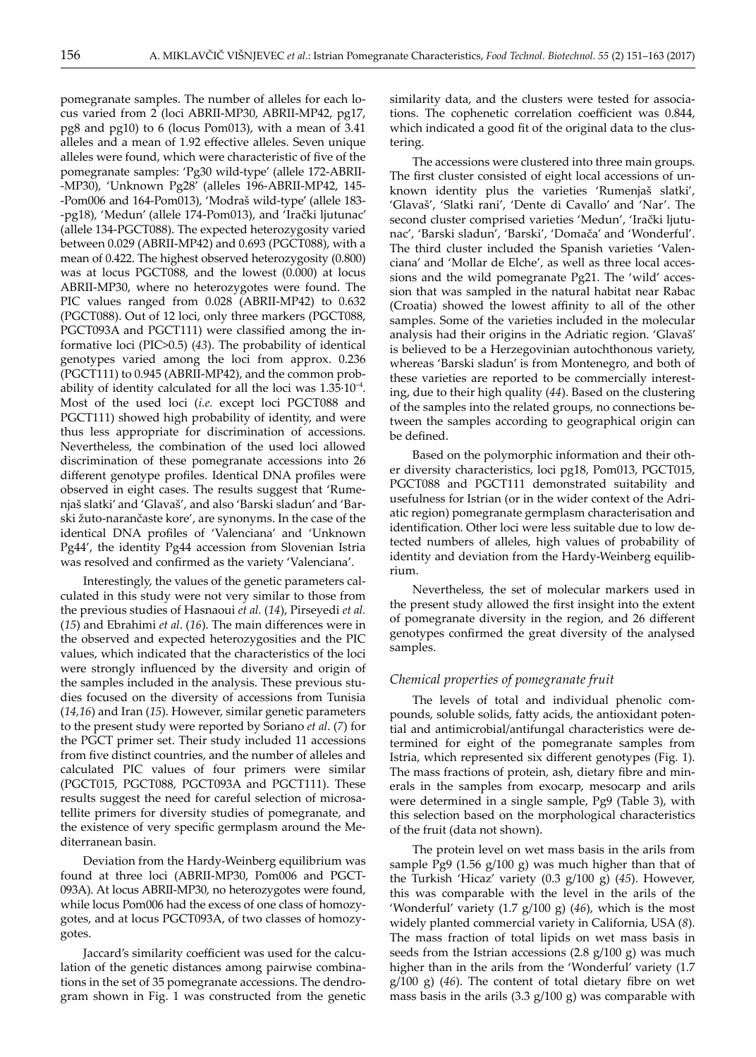pomegranate samples. The number of alleles for each locus varied from 2 (loci ABRII-MP30, ABRII-MP42, pg17, pg8 and pg10) to 6 (locus Pom013), with a mean of 3.41 alleles and a mean of 1.92 effective alleles. Seven unique alleles were found, which were characteristic of five of the pomegranate samples: 'Pg30 wild-type' (allele 172-ABRII-MP30), 'Unknown Pg28' (alleles 196-ABRII-MP42, 145-Pom006 and 164-Pom013), 'Modraš wild-type' (allele 183-pg18), 'Medun' (allele 174-Pom013), and 'Irački ljutunac' (allele 134-PGCT088). The expected heterozygosity varied between 0.029 (ABRII-MP42) and 0.693 (PGCT088), with a mean of 0.422. The highest observed heterozygosity (0.800) was at locus PGCT088, and the lowest (0.000) at locus ABRII-MP30, where no heterozygotes were found. The PIC values ranged from 0.028 (ABRII-MP42) to 0.632 (PGCT088). Out of 12 loci, only three markers (PGCT088, PGCT093A and PGCT111) were classified among the informative loci (PIC>0.5) (*43*). The probability of identical genotypes varied among the loci from approx. 0.236 (PGCT111) to 0.945 (ABRII-MP42), and the common probability of identity calculated for all the loci was $1.35 \cdot 10^{-4}$. Most of the used loci (*i.e.* except loci PGCT088 and PGCT111) showed high probability of identity, and were thus less appropriate for discrimination of accessions. Nevertheless, the combination of the used loci allowed discrimination of these pomegranate accessions into 26 different genotype profiles. Identical DNA profiles were observed in eight cases. The results suggest that 'Rumenjaš slatki' and 'Glavaš', and also 'Barski sladun' and 'Barski žuto-narančaste kore', are synonyms. In the case of the identical DNA profiles of 'Valenciana' and 'Unknown Pg44', the identity Pg44 accession from Slovenian Istria was resolved and confirmed as the variety 'Valenciana'.

Interestingly, the values of the genetic parameters calculated in this study were not very similar to those from the previous studies of Hasnaoui *et al.* (*14*), Pirseyedi *et al.* (*15*) and Ebrahimi *et al*. (*16*). The main differences were in the observed and expected heterozygosities and the PIC values, which indicated that the characteristics of the loci were strongly influenced by the diversity and origin of the samples included in the analysis. These previous studies focused on the diversity of accessions from Tunisia (*14,16*) and Iran (*15*). However, similar genetic parameters to the present study were reported by Soriano *et al*. (*7*) for the PGCT primer set. Their study included 11 accessions from five distinct countries, and the number of alleles and calculated PIC values of four primers were similar (PGCT015, PGCT088, PGCT093A and PGCT111). These results suggest the need for careful selection of microsatellite primers for diversity studies of pomegranate, and the existence of very specific germplasm around the Mediterranean basin.

Deviation from the Hardy-Weinberg equilibrium was found at three loci (ABRII-MP30, Pom006 and PGCT-093A). At locus ABRII-MP30, no heterozygotes were found, while locus Pom006 had the excess of one class of homozygotes, and at locus PGCT093A, of two classes of homozygotes.

Jaccard's similarity coefficient was used for the calculation of the genetic distances among pairwise combinations in the set of 35 pomegranate accessions. The dendrogram shown in Fig. 1 was constructed from the genetic similarity data, and the clusters were tested for associations. The cophenetic correlation coefficient was 0.844, which indicated a good fit of the original data to the clustering.

The accessions were clustered into three main groups. The first cluster consisted of eight local accessions of unknown identity plus the varieties 'Rumenjaš slatki', 'Glavaš', 'Slatki rani', 'Dente di Cavallo' and 'Nar'. The second cluster comprised varieties 'Medun', 'Irački ljutunac', 'Barski sladun', 'Barski', 'Domaća' and 'Wonderful'. The third cluster included the Spanish varieties 'Valenciana' and 'Mollar de Elche', as well as three local accessions and the wild pomegranate Pg21. The 'wild' accession that was sampled in the natural habitat near Rabac (Croatia) showed the lowest affinity to all of the other samples. Some of the varieties included in the molecular analysis had their origins in the Adriatic region. 'Glavaš' is believed to be a Herzegovinian autochthonous variety, whereas 'Barski sladun' is from Montenegro, and both of these varieties are reported to be commercially interesting, due to their high quality (*44*). Based on the clustering of the samples into the related groups, no connections between the samples according to geographical origin can be defined.

Based on the polymorphic information and their other diversity characteristics, loci pg18, Pom013, PGCT015, PGCT088 and PGCT111 demonstrated suitability and usefulness for Istrian (or in the wider context of the Adriatic region) pomegranate germplasm characterisation and identification. Other loci were less suitable due to low detected numbers of alleles, high values of probability of identity and deviation from the Hardy-Weinberg equilibrium.

Nevertheless, the set of molecular markers used in the present study allowed the first insight into the extent of pomegranate diversity in the region, and 26 different genotypes confirmed the great diversity of the analysed samples.

### *Chemical properties of pomegranate fruit*

The levels of total and individual phenolic compounds, soluble solids, fatty acids, the antioxidant potential and antimicrobial/antifungal characteristics were determined for eight of the pomegranate samples from Istria, which represented six different genotypes (Fig. 1). The mass fractions of protein, ash, dietary fibre and minerals in the samples from exocarp, mesocarp and arils were determined in a single sample, Pg9 (Table 3), with this selection based on the morphological characteristics of the fruit (data not shown).

The protein level on wet mass basis in the arils from sample Pg9 (1.56 g/100 g) was much higher than that of the Turkish 'Hicaz' variety (0.3 g/100 g) (*45*). However, this was comparable with the level in the arils of the 'Wonderful' variety (1.7 g/100 g) (*46*), which is the most widely planted commercial variety in California, USA (*8*). The mass fraction of total lipids on wet mass basis in seeds from the Istrian accessions (2.8 g/100 g) was much higher than in the arils from the 'Wonderful' variety (1.7 g/100 g) (*46*). The content of total dietary fibre on wet mass basis in the arils (3.3 g/100 g) was comparable with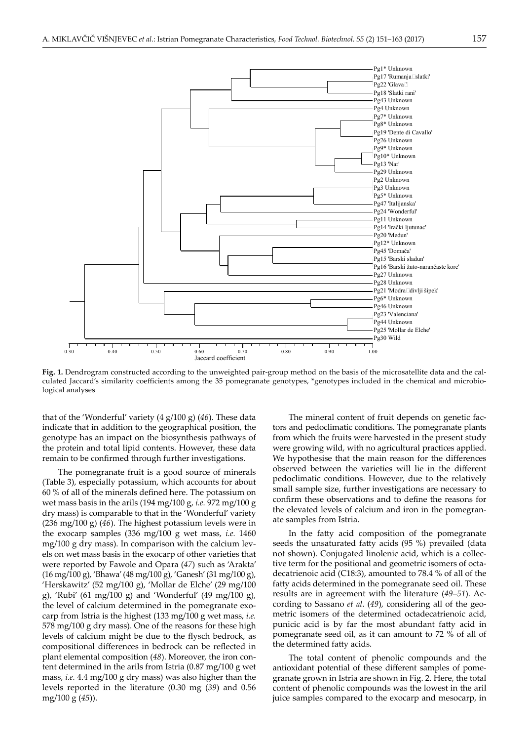**Fig. 1.** Dendrogram constructed according to the unweighted pair-group method on the basis of the microsatellite data and the calculated Jaccard's similarity coefficients among the 35 pomegranate genotypes, *genotypes included in the chemical and microbiological analyses

that of the 'Wonderful' variety (4 g/100 g) (*46*). These data indicate that in addition to the geographical position, the genotype has an impact on the biosynthesis pathways of the protein and total lipid contents. However, these data remain to be confirmed through further investigations.

The pomegranate fruit is a good source of minerals (Table 3), especially potassium, which accounts for about 60 % of all of the minerals defined here. The potassium on wet mass basis in the arils (194 mg/100 g, *i.e.* 972 mg/100 g dry mass) is comparable to that in the 'Wonderful' variety (236 mg/100 g) (*46*). The highest potassium levels were in the exocarp samples (336 mg/100 g wet mass, *i.e.* 1460 mg/100 g dry mass). In comparison with the calcium levels on wet mass basis in the exocarp of other varieties that were reported by Fawole and Opara (*47*) such as 'Arakta' (16 mg/100 g), 'Bhawa' (48 mg/100 g), 'Ganesh' (31 mg/100 g), 'Herskawitz' (52 mg/100 g), 'Mollar de Elche' (29 mg/100 g), 'Rubi' (61 mg/100 g) and 'Wonderful' (49 mg/100 g), the level of calcium determined in the pomegranate exocarp from Istria is the highest (133 mg/100 g wet mass, *i.e.* 578 mg/100 g dry mass). One of the reasons for these high levels of calcium might be due to the flysch bedrock, as compositional differences in bedrock can be reflected in plant elemental composition (*48*). Moreover, the iron content determined in the arils from Istria (0.87 mg/100 g wet mass, *i.e.* 4.4 mg/100 g dry mass) was also higher than the levels reported in the literature (0.30 mg (*39*) and 0.56 mg/100 g (*45*)).

The mineral content of fruit depends on genetic factors and pedoclimatic conditions. The pomegranate plants from which the fruits were harvested in the present study were growing wild, with no agricultural practices applied. We hypothesise that the main reason for the differences observed between the varieties will lie in the different pedoclimatic conditions. However, due to the relatively small sample size, further investigations are necessary to confirm these observations and to define the reasons for the elevated levels of calcium and iron in the pomegranate samples from Istria.

In the fatty acid composition of the pomegranate seeds the unsaturated fatty acids (95 %) prevailed (data not shown). Conjugated linolenic acid, which is a collective term for the positional and geometric isomers of octadecatrienoic acid (C18:3), amounted to 78.4 % of all of the fatty acids determined in the pomegranate seed oil. These results are in agreement with the literature (*49–51*). According to Sassano *et al.* (*49*), considering all of the geometric isomers of the determined octadecatrienoic acid, punicic acid is by far the most abundant fatty acid in pomegranate seed oil, as it can amount to 72 % of all of the determined fatty acids.

The total content of phenolic compounds and the antioxidant potential of these different samples of pomegranate grown in Istria are shown in Fig. 2. Here, the total content of phenolic compounds was the lowest in the aril juice samples compared to the exocarp and mesocarp, in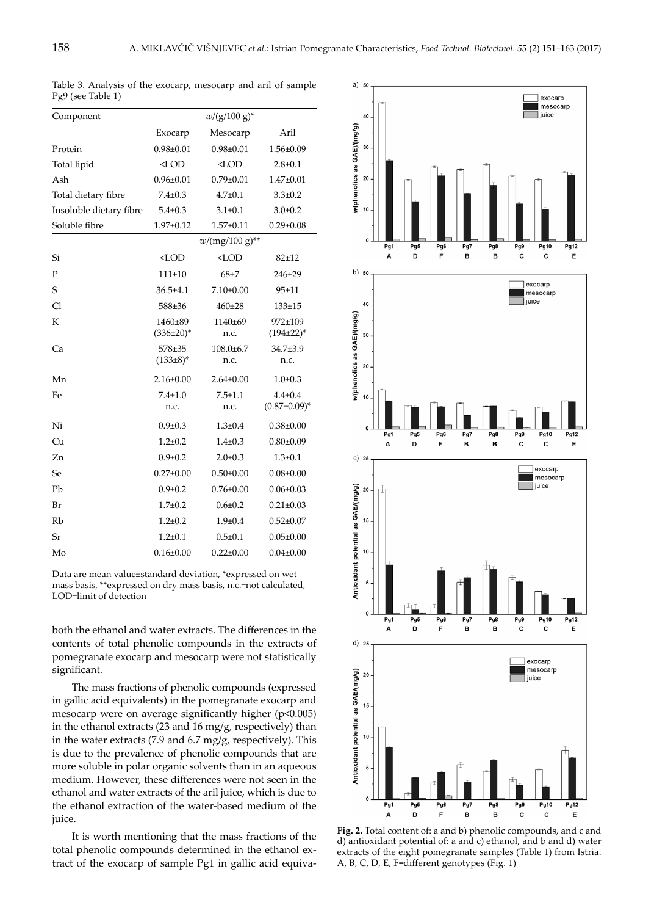Table 3. Analysis of the exocarp, mesocarp and aril of sample Pg9 (see Table 1)

| Component | $w$/(g/100 g)* | | |
|---|---|---|---|
| | Exocarp | Mesocarp | Aril |
| Protein | 0.98±0.01 | 0.98±0.01 | 1.56±0.09 |
| Total lipid | <LOD | <LOD | 2.8±0.1 |
| Ash | 0.96±0.01 | 0.79±0.01 | 1.47±0.01 |
| Total dietary fibre | 7.4±0.3 | 4.7±0.1 | 3.3±0.2 |
| Insoluble dietary fibre | 5.4±0.3 | 3.1±0.1 | 3.0±0.2 |
| Soluble fibre | 1.97±0.12 | 1.57±0.11 | 0.29±0.08 |
| | $w$/(mg/100 g)** | | |
| Si | <LOD | <LOD | 82±12 |
| P | 111±10 | 68±7 | 246±29 |
| S | 36.5±4.1 | 7.10±0.00 | 95±11 |
| Cl | 588±36 | 460±28 | 133±15 |
| K | 1460±89 (336±20)* | 1140±69 n.c. | 972±109 (194±22)* |
| Ca | 578±35 (133±8)* | 108.0±6.7 n.c. | 34.7±3.9 n.c. |
| Mn | 2.16±0.00 | 2.64±0.00 | 1.0±0.3 |
| Fe | 7.4±1.0 n.c. | 7.5±1.1 n.c. | 4.4±0.4 (0.87±0.09)* |
| Ni | 0.9±0.3 | 1.3±0.4 | 0.38±0.00 |
| Cu | 1.2±0.2 | 1.4±0.3 | 0.80±0.09 |
| Zn | 0.9±0.2 | 2.0±0.3 | 1.3±0.1 |
| Se | 0.27±0.00 | 0.50±0.00 | 0.08±0.00 |
| Pb | 0.9±0.2 | 0.76±0.00 | 0.06±0.03 |
| Br | 1.7±0.2 | 0.6±0.2 | 0.21±0.03 |
| Rb | 1.2±0.2 | 1.9±0.4 | 0.52±0.07 |
| Sr | 1.2±0.1 | 0.5±0.1 | 0.05±0.00 |
| Mo | 0.16±0.00 | 0.22±0.00 | 0.04±0.00 |

Data are mean value±standard deviation, *expressed on wet mass basis, **expressed on dry mass basis, n.c.=not calculated, LOD=limit of detection

both the ethanol and water extracts. The differences in the contents of total phenolic compounds in the extracts of pomegranate exocarp and mesocarp were not statistically significant.

The mass fractions of phenolic compounds (expressed in gallic acid equivalents) in the pomegranate exocarp and mesocarp were on average significantly higher ($p<0.005$) in the ethanol extracts (23 and 16 mg/g, respectively) than in the water extracts (7.9 and 6.7 mg/g, respectively). This is due to the prevalence of phenolic compounds that are more soluble in polar organic solvents than in an aqueous medium. However, these differences were not seen in the ethanol and water extracts of the aril juice, which is due to the ethanol extraction of the water-based medium of the juice.

It is worth mentioning that the mass fractions of the total phenolic compounds determined in the ethanol extract of the exocarp of sample Pg1 in gallic acid equiva-

**Fig. 2.** Total content of: a and b) phenolic compounds, and c and d) antioxidant potential of: a and c) ethanol, and b and d) water extracts of the eight pomegranate samples (Table 1) from Istria. A, B, C, D, E, F=different genotypes (Fig. 1)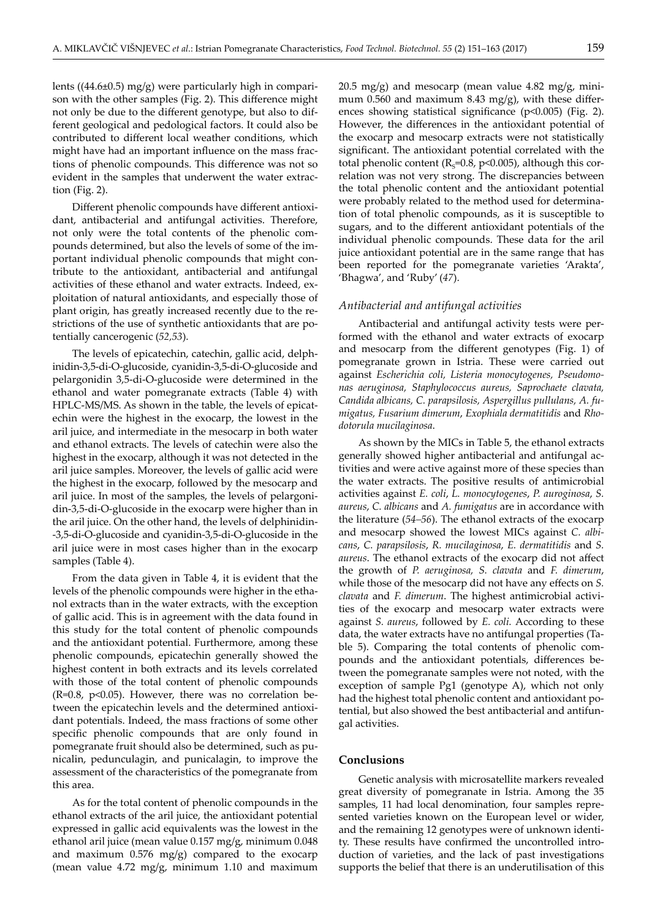lents ((44.6±0.5) mg/g) were particularly high in comparison with the other samples (Fig. 2). This difference might not only be due to the different genotype, but also to different geological and pedological factors. It could also be contributed to different local weather conditions, which might have had an important influence on the mass fractions of phenolic compounds. This difference was not so evident in the samples that underwent the water extraction (Fig. 2).

Different phenolic compounds have different antioxidant, antibacterial and antifungal activities. Therefore, not only were the total contents of the phenolic compounds determined, but also the levels of some of the important individual phenolic compounds that might contribute to the antioxidant, antibacterial and antifungal activities of these ethanol and water extracts. Indeed, exploitation of natural antioxidants, and especially those of plant origin, has greatly increased recently due to the restrictions of the use of synthetic antioxidants that are potentially cancerogenic (*52,53*).

The levels of epicatechin, catechin, gallic acid, delphinidin-3,5-di-O-glucoside, cyanidin-3,5-di-O-glucoside and pelargonidin 3,5-di-O-glucoside were determined in the ethanol and water pomegranate extracts (Table 4) with HPLC-MS/MS. As shown in the table, the levels of epicatechin were the highest in the exocarp, the lowest in the aril juice, and intermediate in the mesocarp in both water and ethanol extracts. The levels of catechin were also the highest in the exocarp, although it was not detected in the aril juice samples. Moreover, the levels of gallic acid were the highest in the exocarp, followed by the mesocarp and aril juice. In most of the samples, the levels of pelargonidin-3,5-di-O-glucoside in the exocarp were higher than in the aril juice. On the other hand, the levels of delphinidin-3,5-di-O-glucoside and cyanidin-3,5-di-O-glucoside in the aril juice were in most cases higher than in the exocarp samples (Table 4).

From the data given in Table 4, it is evident that the levels of the phenolic compounds were higher in the ethanol extracts than in the water extracts, with the exception of gallic acid. This is in agreement with the data found in this study for the total content of phenolic compounds and the antioxidant potential. Furthermore, among these phenolic compounds, epicatechin generally showed the highest content in both extracts and its levels correlated with those of the total content of phenolic compounds ($R=0.8$, $p<0.05$). However, there was no correlation between the epicatechin levels and the determined antioxidant potentials. Indeed, the mass fractions of some other specific phenolic compounds that are only found in pomegranate fruit should also be determined, such as punicalin, pedunculagin, and punicalagin, to improve the assessment of the characteristics of the pomegranate from this area.

As for the total content of phenolic compounds in the ethanol extracts of the aril juice, the antioxidant potential expressed in gallic acid equivalents was the lowest in the ethanol aril juice (mean value 0.157 mg/g, minimum 0.048 and maximum 0.576 mg/g) compared to the exocarp (mean value 4.72 mg/g, minimum 1.10 and maximum 20.5 mg/g) and mesocarp (mean value 4.82 mg/g, minimum 0.560 and maximum 8.43 mg/g), with these differences showing statistical significance ($p<0.005$) (Fig. 2). However, the differences in the antioxidant potential of the exocarp and mesocarp extracts were not statistically significant. The antioxidant potential correlated with the total phenolic content ($R_s=0.8$, $p<0.005$), although this correlation was not very strong. The discrepancies between the total phenolic content and the antioxidant potential were probably related to the method used for determination of total phenolic compounds, as it is susceptible to sugars, and to the different antioxidant potentials of the individual phenolic compounds. These data for the aril juice antioxidant potential are in the same range that has been reported for the pomegranate varieties 'Arakta', 'Bhagwa', and 'Ruby' (*47*).

### *Antibacterial and antifungal activities*

Antibacterial and antifungal activity tests were performed with the ethanol and water extracts of exocarp and mesocarp from the different genotypes (Fig. 1) of pomegranate grown in Istria. These were carried out against *Escherichia coli, Listeria monocytogenes, Pseudomonas aeruginosa, Staphylococcus aureus, Saprochaete clavata, Candida albicans, C. parapsilosis, Aspergillus pullulans, A. fumigatus, Fusarium dimerum*, *Exophiala dermatitidis* and *Rhodotorula mucilaginosa*.

As shown by the MICs in Table 5, the ethanol extracts generally showed higher antibacterial and antifungal activities and were active against more of these species than the water extracts. The positive results of antimicrobial activities against *E. coli*, *L. monocytogenes*, *P. auroginosa*, *S. aureus*, *C. albicans* and *A. fumigatus* are in accordance with the literature (*54–56*). The ethanol extracts of the exocarp and mesocarp showed the lowest MICs against *C. albicans*, *C. parapsilosis*, *R. mucilaginosa*, *E. dermatitidis* and *S. aureus*. The ethanol extracts of the exocarp did not affect the growth of *P. aeruginosa, S. clavata* and *F. dimerum*, while those of the mesocarp did not have any effects on *S. clavata* and *F. dimerum*. The highest antimicrobial activities of the exocarp and mesocarp water extracts were against *S. aureus*, followed by *E. coli.* According to these data, the water extracts have no antifungal properties (Table 5). Comparing the total contents of phenolic compounds and the antioxidant potentials, differences between the pomegranate samples were not noted, with the exception of sample Pg1 (genotype A), which not only had the highest total phenolic content and antioxidant potential, but also showed the best antibacterial and antifungal activities.

## Conclusions

Genetic analysis with microsatellite markers revealed great diversity of pomegranate in Istria. Among the 35 samples, 11 had local denomination, four samples represented varieties known on the European level or wider, and the remaining 12 genotypes were of unknown identity. These results have confirmed the uncontrolled introduction of varieties, and the lack of past investigations supports the belief that there is an underutilisation of this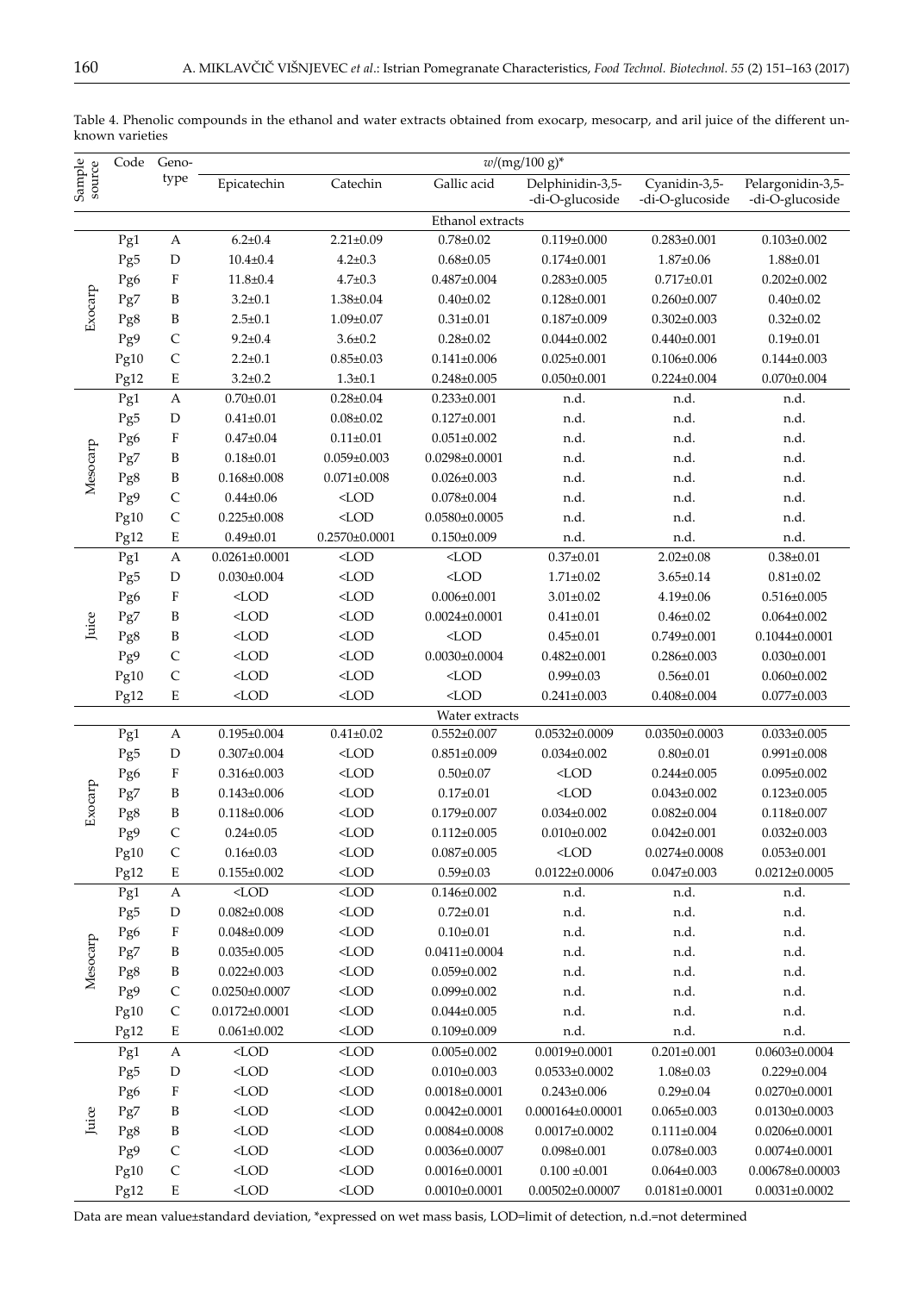Table 4. Phenolic compounds in the ethanol and water extracts obtained from exocarp, mesocarp, and aril juice of the different unknown varieties

| Sample source | Code | Genotype | Epicatechin | Catechin | Gallic acid | Delphinidin-3,5-di-O-glucoside | Cyanidin-3,5-di-O-glucoside | Pelargonidin-3,5-di-O-glucoside |
|---|---|---|---|---|---|---|---|---|
| | | | $w$/(mg/100 g)* | | | | | |
| **Ethanol extracts** | | | | | | | | |
| Exocarp | Pg1 | A | 6.2±0.4 | 2.21±0.09 | 0.78±0.02 | 0.119±0.000 | 0.283±0.001 | 0.103±0.002 |
| | Pg5 | D | 10.4±0.4 | 4.2±0.3 | 0.68±0.05 | 0.174±0.001 | 1.87±0.06 | 1.88±0.01 |
| | Pg6 | F | 11.8±0.4 | 4.7±0.3 | 0.487±0.004 | 0.283±0.005 | 0.717±0.01 | 0.202±0.002 |
| | Pg7 | B | 3.2±0.1 | 1.38±0.04 | 0.40±0.02 | 0.128±0.001 | 0.260±0.007 | 0.40±0.02 |
| | Pg8 | B | 2.5±0.1 | 1.09±0.07 | 0.31±0.01 | 0.187±0.009 | 0.302±0.003 | 0.32±0.02 |
| | Pg9 | C | 9.2±0.4 | 3.6±0.2 | 0.28±0.02 | 0.044±0.002 | 0.440±0.001 | 0.19±0.01 |
| | Pg10 | C | 2.2±0.1 | 0.85±0.03 | 0.141±0.006 | 0.025±0.001 | 0.106±0.006 | 0.144±0.003 |
| | Pg12 | E | 3.2±0.2 | 1.3±0.1 | 0.248±0.005 | 0.050±0.001 | 0.224±0.004 | 0.070±0.004 |
| Mesocarp | Pg1 | A | 0.70±0.01 | 0.28±0.04 | 0.233±0.001 | n.d. | n.d. | n.d. |
| | Pg5 | D | 0.41±0.01 | 0.08±0.02 | 0.127±0.001 | n.d. | n.d. | n.d. |
| | Pg6 | F | 0.47±0.04 | 0.11±0.01 | 0.051±0.002 | n.d. | n.d. | n.d. |
| | Pg7 | B | 0.18±0.01 | 0.059±0.003 | 0.0298±0.0001 | n.d. | n.d. | n.d. |
| | Pg8 | B | 0.168±0.008 | 0.071±0.008 | 0.026±0.003 | n.d. | n.d. | n.d. |
| | Pg9 | C | 0.44±0.06 | <LOD | 0.078±0.004 | n.d. | n.d. | n.d. |
| | Pg10 | C | 0.225±0.008 | <LOD | 0.0580±0.0005 | n.d. | n.d. | n.d. |
| | Pg12 | E | 0.49±0.01 | 0.2570±0.0001 | 0.150±0.009 | n.d. | n.d. | n.d. |
| Juice | Pg1 | A | 0.0261±0.0001 | <LOD | <LOD | 0.37±0.01 | 2.02±0.08 | 0.38±0.01 |
| | Pg5 | D | 0.030±0.004 | <LOD | <LOD | 1.71±0.02 | 3.65±0.14 | 0.81±0.02 |
| | Pg6 | F | <LOD | <LOD | 0.006±0.001 | 3.01±0.02 | 4.19±0.06 | 0.516±0.005 |
| | Pg7 | B | <LOD | <LOD | 0.0024±0.0001 | 0.41±0.01 | 0.46±0.02 | 0.064±0.002 |
| | Pg8 | B | <LOD | <LOD | <LOD | 0.45±0.01 | 0.749±0.001 | 0.1044±0.0001 |
| | Pg9 | C | <LOD | <LOD | 0.0030±0.0004 | 0.482±0.001 | 0.286±0.003 | 0.030±0.001 |
| | Pg10 | C | <LOD | <LOD | <LOD | 0.99±0.03 | 0.56±0.01 | 0.060±0.002 |
| | Pg12 | E | <LOD | <LOD | <LOD | 0.241±0.003 | 0.408±0.004 | 0.077±0.003 |
| **Water extracts** | | | | | | | | |
| Exocarp | Pg1 | A | 0.195±0.004 | 0.41±0.02 | 0.552±0.007 | 0.0532±0.0009 | 0.0350±0.0003 | 0.033±0.005 |
| | Pg5 | D | 0.307±0.004 | <LOD | 0.851±0.009 | 0.034±0.002 | 0.80±0.01 | 0.991±0.008 |
| | Pg6 | F | 0.316±0.003 | <LOD | 0.50±0.07 | <LOD | 0.244±0.005 | 0.095±0.002 |
| | Pg7 | B | 0.143±0.006 | <LOD | 0.17±0.01 | <LOD | 0.043±0.002 | 0.123±0.005 |
| | Pg8 | B | 0.118±0.006 | <LOD | 0.179±0.007 | 0.034±0.002 | 0.082±0.004 | 0.118±0.007 |
| | Pg9 | C | 0.24±0.05 | <LOD | 0.112±0.005 | 0.010±0.002 | 0.042±0.001 | 0.032±0.003 |
| | Pg10 | C | 0.16±0.03 | <LOD | 0.087±0.005 | <LOD | 0.0274±0.0008 | 0.053±0.001 |
| | Pg12 | E | 0.155±0.002 | <LOD | 0.59±0.03 | 0.0122±0.0006 | 0.047±0.003 | 0.0212±0.0005 |
| Mesocarp | Pg1 | A | <LOD | <LOD | 0.146±0.002 | n.d. | n.d. | n.d. |
| | Pg5 | D | 0.082±0.008 | <LOD | 0.72±0.01 | n.d. | n.d. | n.d. |
| | Pg6 | F | 0.048±0.009 | <LOD | 0.10±0.01 | n.d. | n.d. | n.d. |
| | Pg7 | B | 0.035±0.005 | <LOD | 0.0411±0.0004 | n.d. | n.d. | n.d. |
| | Pg8 | B | 0.022±0.003 | <LOD | 0.059±0.002 | n.d. | n.d. | n.d. |
| | Pg9 | C | 0.0250±0.0007 | <LOD | 0.099±0.002 | n.d. | n.d. | n.d. |
| | Pg10 | C | 0.0172±0.0001 | <LOD | 0.044±0.005 | n.d. | n.d. | n.d. |
| | Pg12 | E | 0.061±0.002 | <LOD | 0.109±0.009 | n.d. | n.d. | n.d. |
| Juice | Pg1 | A | <LOD | <LOD | 0.005±0.002 | 0.0019±0.0001 | 0.201±0.001 | 0.0603±0.0004 |
| | Pg5 | D | <LOD | <LOD | 0.010±0.003 | 0.0533±0.0002 | 1.08±0.03 | 0.229±0.004 |
| | Pg6 | F | <LOD | <LOD | 0.0018±0.0001 | 0.243±0.006 | 0.29±0.04 | 0.0270±0.0001 |
| | Pg7 | B | <LOD | <LOD | 0.0042±0.0001 | 0.000164±0.00001 | 0.065±0.003 | 0.0130±0.0003 |
| | Pg8 | B | <LOD | <LOD | 0.0084±0.0008 | 0.0017±0.0002 | 0.111±0.004 | 0.0206±0.0001 |
| | Pg9 | C | <LOD | <LOD | 0.0036±0.0007 | 0.098±0.001 | 0.078±0.003 | 0.0074±0.0001 |
| | Pg10 | C | <LOD | <LOD | 0.0016±0.0001 | 0.100 ±0.001 | 0.064±0.003 | 0.00678±0.00003 |
| | Pg12 | E | <LOD | <LOD | 0.0010±0.0001 | 0.00502±0.00007 | 0.0181±0.0001 | 0.0031±0.0002 |

Data are mean value±standard deviation, *expressed on wet mass basis, LOD=limit of detection, n.d.=not determined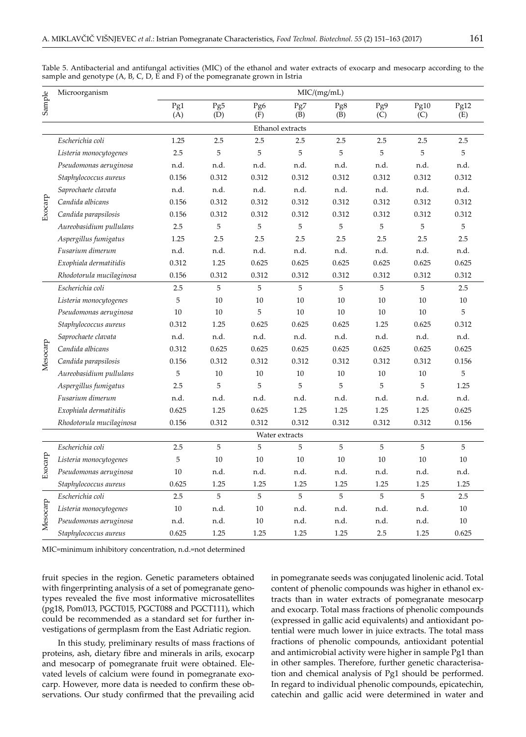Table 5. Antibacterial and antifungal activities (MIC) of the ethanol and water extracts of exocarp and mesocarp according to the sample and genotype (A, B, C, D, E and F) of the pomegranate grown in Istria

| Sample | Microorganism | MIC/(mg/mL) | | | | | | | |
|---|---|---|---|---|---|---|---|---|---|
| | | Pg1 (A) | Pg5 (D) | Pg6 (F) | Pg7 (B) | Pg8 (B) | Pg9 (C) | Pg10 (C) | Pg12 (E) |
| | | Ethanol extracts | | | | | | | |
| Exocarp | *Escherichia coli* | 1.25 | 2.5 | 2.5 | 2.5 | 2.5 | 2.5 | 2.5 | 2.5 |
| | *Listeria monocytogenes* | 2.5 | 5 | 5 | 5 | 5 | 5 | 5 | 5 |
| | *Pseudomonas aeruginosa* | n.d. | n.d. | n.d. | n.d. | n.d. | n.d. | n.d. | n.d. |
| | *Staphylococcus aureus* | 0.156 | 0.312 | 0.312 | 0.312 | 0.312 | 0.312 | 0.312 | 0.312 |
| | *Saprochaete clavata* | n.d. | n.d. | n.d. | n.d. | n.d. | n.d. | n.d. | n.d. |
| | *Candida albicans* | 0.156 | 0.312 | 0.312 | 0.312 | 0.312 | 0.312 | 0.312 | 0.312 |
| | *Candida parapsilosis* | 0.156 | 0.312 | 0.312 | 0.312 | 0.312 | 0.312 | 0.312 | 0.312 |
| | *Aureobasidium pullulans* | 2.5 | 5 | 5 | 5 | 5 | 5 | 5 | 5 |
| | *Aspergillus fumigatus* | 1.25 | 2.5 | 2.5 | 2.5 | 2.5 | 2.5 | 2.5 | 2.5 |
| | *Fusarium dimerum* | n.d. | n.d. | n.d. | n.d. | n.d. | n.d. | n.d. | n.d. |
| | *Exophiala dermatitidis* | 0.312 | 1.25 | 0.625 | 0.625 | 0.625 | 0.625 | 0.625 | 0.625 |
| | *Rhodotorula mucilaginosa* | 0.156 | 0.312 | 0.312 | 0.312 | 0.312 | 0.312 | 0.312 | 0.312 |
| Mesocarp | *Escherichia coli* | 2.5 | 5 | 5 | 5 | 5 | 5 | 5 | 2.5 |
| | *Listeria monocytogenes* | 5 | 10 | 10 | 10 | 10 | 10 | 10 | 10 |
| | *Pseudomonas aeruginosa* | 10 | 10 | 5 | 10 | 10 | 10 | 10 | 5 |
| | *Staphylococcus aureus* | 0.312 | 1.25 | 0.625 | 0.625 | 0.625 | 1.25 | 0.625 | 0.312 |
| | *Saprochaete clavata* | n.d. | n.d. | n.d. | n.d. | n.d. | n.d. | n.d. | n.d. |
| | *Candida albicans* | 0.312 | 0.625 | 0.625 | 0.625 | 0.625 | 0.625 | 0.625 | 0.625 |
| | *Candida parapsilosis* | 0.156 | 0.312 | 0.312 | 0.312 | 0.312 | 0.312 | 0.312 | 0.156 |
| | *Aureobasidium pullulans* | 5 | 10 | 10 | 10 | 10 | 10 | 10 | 5 |
| | *Aspergillus fumigatus* | 2.5 | 5 | 5 | 5 | 5 | 5 | 5 | 1.25 |
| | *Fusarium dimerum* | n.d. | n.d. | n.d. | n.d. | n.d. | n.d. | n.d. | n.d. |
| | *Exophiala dermatitidis* | 0.625 | 1.25 | 0.625 | 1.25 | 1.25 | 1.25 | 1.25 | 0.625 |
| | *Rhodotorula mucilaginosa* | 0.156 | 0.312 | 0.312 | 0.312 | 0.312 | 0.312 | 0.312 | 0.156 |
| | | Water extracts | | | | | | | |
| Exocarp | *Escherichia coli* | 2.5 | 5 | 5 | 5 | 5 | 5 | 5 | 5 |
| | *Listeria monocytogenes* | 5 | 10 | 10 | 10 | 10 | 10 | 10 | 10 |
| | *Pseudomonas aeruginosa* | 10 | n.d. | n.d. | n.d. | n.d. | n.d. | n.d. | n.d. |
| | *Staphylococcus aureus* | 0.625 | 1.25 | 1.25 | 1.25 | 1.25 | 1.25 | 1.25 | 1.25 |
| Mesocarp | *Escherichia coli* | 2.5 | 5 | 5 | 5 | 5 | 5 | 5 | 2.5 |
| | *Listeria monocytogenes* | 10 | n.d. | 10 | n.d. | n.d. | n.d. | n.d. | 10 |
| | *Pseudomonas aeruginosa* | n.d. | n.d. | 10 | n.d. | n.d. | n.d. | n.d. | 10 |
| | *Staphylococcus aureus* | 0.625 | 1.25 | 1.25 | 1.25 | 1.25 | 2.5 | 1.25 | 0.625 |

MIC=minimum inhibitory concentration, n.d.=not determined

fruit species in the region. Genetic parameters obtained with fingerprinting analysis of a set of pomegranate genotypes revealed the five most informative microsatellites (pg18, Pom013, PGCT015, PGCT088 and PGCT111), which could be recommended as a standard set for further investigations of germplasm from the East Adriatic region.

In this study, preliminary results of mass fractions of proteins, ash, dietary fibre and minerals in arils, exocarp and mesocarp of pomegranate fruit were obtained. Elevated levels of calcium were found in pomegranate exocarp. However, more data is needed to confirm these observations. Our study confirmed that the prevailing acid in pomegranate seeds was conjugated linolenic acid. Total content of phenolic compounds was higher in ethanol extracts than in water extracts of pomegranate mesocarp and exocarp. Total mass fractions of phenolic compounds (expressed in gallic acid equivalents) and antioxidant potential were much lower in juice extracts. The total mass fractions of phenolic compounds, antioxidant potential and antimicrobial activity were higher in sample Pg1 than in other samples. Therefore, further genetic characterisation and chemical analysis of Pg1 should be performed. In regard to individual phenolic compounds, epicatechin, catechin and gallic acid were determined in water and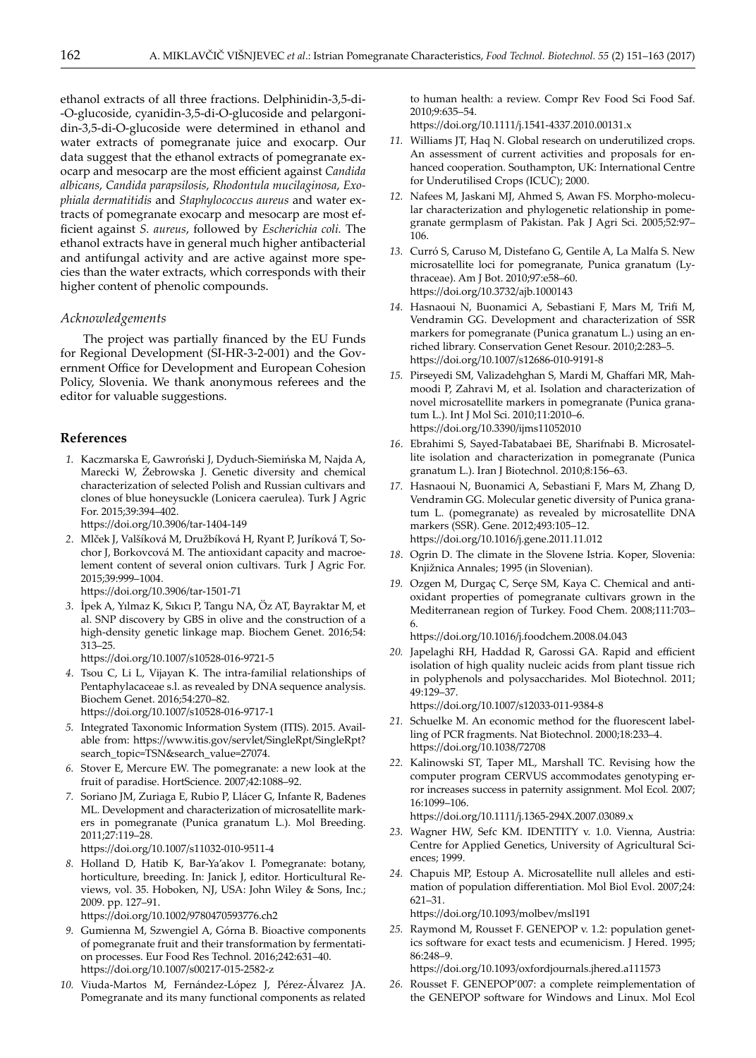ethanol extracts of all three fractions. Delphinidin-3,5-di-O-glucoside, cyanidin-3,5-di-O-glucoside and pelargonidin-3,5-di-O-glucoside were determined in ethanol and water extracts of pomegranate juice and exocarp. Our data suggest that the ethanol extracts of pomegranate exocarp and mesocarp are the most efficient against *Candida albicans*, *Candida parapsilosis*, *Rhodontula mucilaginosa*, *Exophiala dermatitidis* and *Staphylococcus aureus* and water extracts of pomegranate exocarp and mesocarp are most efficient against *S. aureus*, followed by *Escherichia coli.* The ethanol extracts have in general much higher antibacterial and antifungal activity and are active against more species than the water extracts, which corresponds with their higher content of phenolic compounds.

### *Acknowledgements*

The project was partially financed by the EU Funds for Regional Development (SI-HR-3-2-001) and the Government Office for Development and European Cohesion Policy, Slovenia. We thank anonymous referees and the editor for valuable suggestions.

## References

1. Kaczmarska E, Gawroński J, Dyduch-Siemińska M, Najda A, Marecki W, Żebrowska J. Genetic diversity and chemical characterization of selected Polish and Russian cultivars and clones of blue honeysuckle (Lonicera caerulea). Turk J Agric For. 2015;39:394–402.
https://doi.org/10.3906/tar-1404-149
2. Mlček J, Valšíková M, Družbíková H, Ryant P, Juríková T, Sochor J, Borkovcová M. The antioxidant capacity and macroelement content of several onion cultivars. Turk J Agric For. 2015;39:999–1004.
https://doi.org/10.3906/tar-1501-71
3. İpek A, Yılmaz K, Sıkıcı P, Tangu NA, Öz AT, Bayraktar M, et al. SNP discovery by GBS in olive and the construction of a high-density genetic linkage map. Biochem Genet. 2016;54: 313–25.
https://doi.org/10.1007/s10528-016-9721-5
4. Tsou C, Li L, Vijayan K. The intra-familial relationships of Pentaphylacaceae s.l. as revealed by DNA sequence analysis. Biochem Genet. 2016;54:270–82.
https://doi.org/10.1007/s10528-016-9717-1
5. Integrated Taxonomic Information System (ITIS). 2015. Available from: https://www.itis.gov/servlet/SingleRpt/SingleRpt?search_topic=TSN&search_value=27074.
6. Stover E, Mercure EW. The pomegranate: a new look at the fruit of paradise. HortScience. 2007;42:1088–92.
7. Soriano JM, Zuriaga E, Rubio P, Llácer G, Infante R, Badenes ML. Development and characterization of microsatellite markers in pomegranate (Punica granatum L.). Mol Breeding. 2011;27:119–28.
https://doi.org/10.1007/s11032-010-9511-4
8. Holland D, Hatib K, Bar-Ya'akov I. Pomegranate: botany, horticulture, breeding. In: Janick J, editor. Horticultural Reviews, vol. 35. Hoboken, NJ, USA: John Wiley & Sons, Inc.; 2009. pp. 127–91.
https://doi.org/10.1002/9780470593776.ch2
9. Gumienna M, Szwengiel A, Górna B. Bioactive components of pomegranate fruit and their transformation by fermentation processes. Eur Food Res Technol. 2016;242:631–40.
https://doi.org/10.1007/s00217-015-2582-z
10. Viuda-Martos M, Fernández-López J, Pérez-Álvarez JA. Pomegranate and its many functional components as related to human health: a review. Compr Rev Food Sci Food Saf. 2010;9:635–54.
https://doi.org/10.1111/j.1541-4337.2010.00131.x
11. Williams JT, Haq N. Global research on underutilized crops. An assessment of current activities and proposals for enhanced cooperation. Southampton, UK: International Centre for Underutilised Crops (ICUC); 2000.
12. Nafees M, Jaskani MJ, Ahmed S, Awan FS. Morpho-molecular characterization and phylogenetic relationship in pomegranate germplasm of Pakistan. Pak J Agri Sci. 2005;52:97–106.
13. Curró S, Caruso M, Distefano G, Gentile A, La Malfa S. New microsatellite loci for pomegranate, Punica granatum (Lythraceae). Am J Bot. 2010;97:e58–60.
https://doi.org/10.3732/ajb.1000143
14. Hasnaoui N, Buonamici A, Sebastiani F, Mars M, Trifi M, Vendramin GG. Development and characterization of SSR markers for pomegranate (Punica granatum L.) using an enriched library. Conservation Genet Resour. 2010;2:283–5.
https://doi.org/10.1007/s12686-010-9191-8
15. Pirseyedi SM, Valizadehghan S, Mardi M, Ghaffari MR, Mahmoodi P, Zahravi M, et al. Isolation and characterization of novel microsatellite markers in pomegranate (Punica granatum L.). Int J Mol Sci. 2010;11:2010–6.
https://doi.org/10.3390/ijms11052010
16. Ebrahimi S, Sayed-Tabatabaei BE, Sharifnabi B. Microsatellite isolation and characterization in pomegranate (Punica granatum L.). Iran J Biotechnol. 2010;8:156–63.
17. Hasnaoui N, Buonamici A, Sebastiani F, Mars M, Zhang D, Vendramin GG. Molecular genetic diversity of Punica granatum L. (pomegranate) as revealed by microsatellite DNA markers (SSR). Gene. 2012;493:105–12.
https://doi.org/10.1016/j.gene.2011.11.012
18. Ogrin D. The climate in the Slovene Istria. Koper, Slovenia: Knjižnica Annales; 1995 (in Slovenian).
19. Ozgen M, Durgaç C, Serçe SM, Kaya C. Chemical and antioxidant properties of pomegranate cultivars grown in the Mediterranean region of Turkey. Food Chem. 2008;111:703–6.
https://doi.org/10.1016/j.foodchem.2008.04.043
20. Japelaghi RH, Haddad R, Garossi GA. Rapid and efficient isolation of high quality nucleic acids from plant tissue rich in polyphenols and polysaccharides. Mol Biotechnol. 2011; 49:129–37.
https://doi.org/10.1007/s12033-011-9384-8
21. Schuelke M. An economic method for the fluorescent labelling of PCR fragments. Nat Biotechnol. 2000;18:233–4.
https://doi.org/10.1038/72708
22. Kalinowski ST, Taper ML, Marshall TC. Revising how the computer program CERVUS accommodates genotyping error increases success in paternity assignment. Mol Ecol. 2007; 16:1099–106.
https://doi.org/10.1111/j.1365-294X.2007.03089.x
23. Wagner HW, Sefc KM. IDENTITY v. 1.0. Vienna, Austria: Centre for Applied Genetics, University of Agricultural Sciences; 1999.
24. Chapuis MP, Estoup A. Microsatellite null alleles and estimation of population differentiation. Mol Biol Evol. 2007;24: 621–31.
https://doi.org/10.1093/molbev/msl191
25. Raymond M, Rousset F. GENEPOP v. 1.2: population genetics software for exact tests and ecumenicism. J Hered. 1995; 86:248–9.
https://doi.org/10.1093/oxfordjournals.jhered.a111573
26. Rousset F. GENEPOP'007: a complete reimplementation of the GENEPOP software for Windows and Linux. Mol Ecol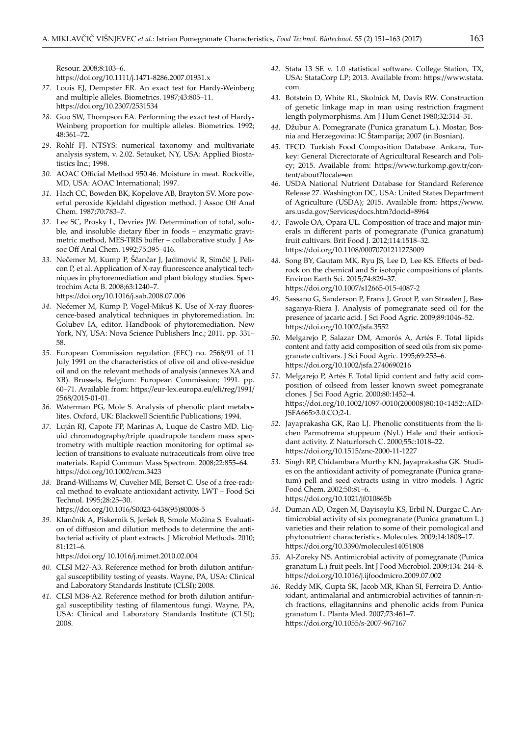Resour. 2008;8:103–6.
https://doi.org/10.1111/j.1471-8286.2007.01931.x

27. Louis EJ, Dempster ER. An exact test for Hardy-Weinberg and multiple alleles. Biometrics. 1987;43:805–11. https://doi.org/10.2307/2531534
28. Guo SW, Thompson EA. Performing the exact test of Hardy-Weinberg proportion for multiple alleles. Biometrics. 1992; 48:361–72.
29. Rohlf FJ. NTSYS: numerical taxonomy and multivariate analysis system, v. 2.02. Setauket, NY, USA: Applied Biostatistics Inc.; 1998.
30. AOAC Official Method 950.46. Moisture in meat. Rockville, MD, USA: AOAC International; 1997.
31. Hach CC, Bowden BK, Kopelove AB, Brayton SV. More powerful peroxide Kjeldahl digestion method. J Assoc Off Anal Chem. 1987;70:783–7.
32. Lee SC, Prosky L, Devries JW. Determination of total, soluble, and insoluble dietary fiber in foods – enzymatic gravimetric method, MES-TRIS buffer – collaborative study. J Assoc Off Anal Chem. 1992;75:395–416.
33. Nečemer M, Kump P, Ščančar J, Jaćimović R, Simčič J, Pelicon P, et al. Application of X-ray fluorescence analytical techniques in phytoremediation and plant biology studies. Spectrochim Acta B. 2008;63:1240–7. https://doi.org/10.1016/j.sab.2008.07.006
34. Nečemer M, Kump P, Vogel-Mikuš K. Use of X-ray fluorescence-based analytical techniques in phytoremediation. In: Golubev IA, editor. Handbook of phytoremediation. New York, NY, USA: Nova Science Publishers Inc.; 2011. pp. 331–58.
35. European Commission regulation (EEC) no. 2568/91 of 11 July 1991 on the characteristics of olive oil and olive-residue oil and on the relevant methods of analysis (annexes XA and XB). Brussels, Belgium: European Commission; 1991. pp. 60–71. Available from: https://eur-lex.europa.eu/eli/reg/1991/2568/2015-01-01.
36. Waterman PG, Mole S. Analysis of phenolic plant metabolites. Oxford, UK: Blackwell Scientific Publications; 1994.
37. Luján RJ, Capote FP, Marinas A, Luque de Castro MD. Liquid chromatography/triple quadrupole tandem mass spectrometry with multiple reaction monitoring for optimal selection of transitions to evaluate nutraceuticals from olive tree materials. Rapid Commun Mass Spectrom. 2008;22:855–64. https://doi.org/10.1002/rcm.3423
38. Brand-Williams W, Cuvelier ME, Berset C. Use of a free-radical method to evaluate antioxidant activity. LWT – Food Sci Technol. 1995;28:25–30. https://doi.org/10.1016/S0023-6438(95)80008-5
39. Klančnik A, Piskernik S, Jeršek B, Smole Možina S. Evaluation of diffusion and dilution methods to determine the antibacterial activity of plant extracts. J Microbiol Methods. 2010; 81:121–6. https://doi.org/ 10.1016/j.mimet.2010.02.004
40. CLSI M27-A3. Reference method for broth dilution antifungal susceptibility testing of yeasts. Wayne, PA, USA: Clinical and Laboratory Standards Institute (CLSI); 2008.
41. CLSI M38-A2. Reference method for broth dilution antifungal susceptibility testing of filamentous fungi. Wayne, PA, USA: Clinical and Laboratory Standards Institute (CLSI); 2008.
42. Stata 13 SE v. 1.0 statistical software. College Station, TX, USA: StataCorp LP; 2013. Available from: https://www.stata.com.
43. Botstein D, White RL, Skolnick M, Davis RW. Construction of genetic linkage map in man using restriction fragment length polymorphisms. Am J Hum Genet 1980;32:314–31.
44. Džubur A. Pomegranate (Punica granatum L.). Mostar, Bosnia and Herzegovina: IC Štamparija; 2007 (in Bosnian).
45. TFCD. Turkish Food Composition Database. Ankara, Turkey: General Dicrectorate of Agricultural Research and Policy; 2015. Available from: https://www.turkomp.gov.tr/content/about?locale=en
46. USDA National Nutrient Database for Standard Reference Release 27. Washington DC, USA: United States Department of Agriculture (USDA); 2015. Available from: https://www.ars.usda.gov/Services/docs.htm?docid=8964
47. Fawole OA, Opara UL. Composition of trace and major minerals in different parts of pomegranate (Punica granatum) fruit cultivars. Brit Food J. 2012;114:1518–32. https://doi.org/10.1108/00070701211273009
48. Song BY, Gautam MK, Ryu JS, Lee D, Lee KS. Effects of bedrock on the chemical and Sr isotopic compositions of plants. Environ Earth Sci. 2015;74:829–37. https://doi.org/10.1007/s12665-015-4087-2
49. Sassano G, Sanderson P, Franx J, Groot P, van Straalen J, Bassaganya-Riera J. Analysis of pomegranate seed oil for the presence of jacaric acid. J Sci Food Agric. 2009;89:1046–52. https://doi.org/10.1002/jsfa.3552
50. Melgarejo P, Salazar DM, Amorós A, Artés F. Total lipids content and fatty acid composition of seed oils from six pomegranate cultivars. J Sci Food Agric. 1995;69:253–6. https://doi.org/10.1002/jsfa.2740690216
51. Melgarejo P, Artés F. Total lipid content and fatty acid composition of oilseed from lesser known sweet pomegranate clones. J Sci Food Agric. 2000;80:1452–4. https://doi.org/10.1002/1097-0010(200008)80:10<1452::AID-JSFA665>3.0.CO;2-L
52. Jayaprakasha GK, Rao LJ. Phenolic constituents from the lichen Parmotrema stuppeum (Nyl.) Hale and their antioxidant activity. Z Naturforsch C. 2000;55c:1018–22. https://doi.org/10.1515/znc-2000-11-1227
53. Singh RP, Chidambara Murthy KN, Jayaprakasha GK. Studies on the antioxidant activity of pomegranate (Punica granatum) pell and seed extracts using in vitro models. J Agric Food Chem. 2002;50:81–6. https://doi.org/10.1021/jf010865b
54. Duman AD, Ozgen M, Dayisoylu KS, Erbil N, Durgac C. Antimicrobial activity of six pomegranate (Punica granatum L.) varieties and their relation to some of their pomological and phytonutrient characteristics. Molecules. 2009;14:1808–17. https://doi.org/10.3390/molecules14051808
55. Al-Zoreky NS. Antimicrobial activity of pomegranate (Punica granatum L.) fruit peels. Int J Food Microbiol. 2009;134: 244–8. https://doi.org/10.1016/j.ijfoodmicro.2009.07.002
56. Reddy MK, Gupta SK, Jacob MR, Khan SI, Ferreira D. Antioxidant, antimalarial and antimicrobial activities of tannin-rich fractions, ellagitannins and phenolic acids from Punica granatum L. Planta Med. 2007;73:461–7. https://doi.org/10.1055/s-2007-967167